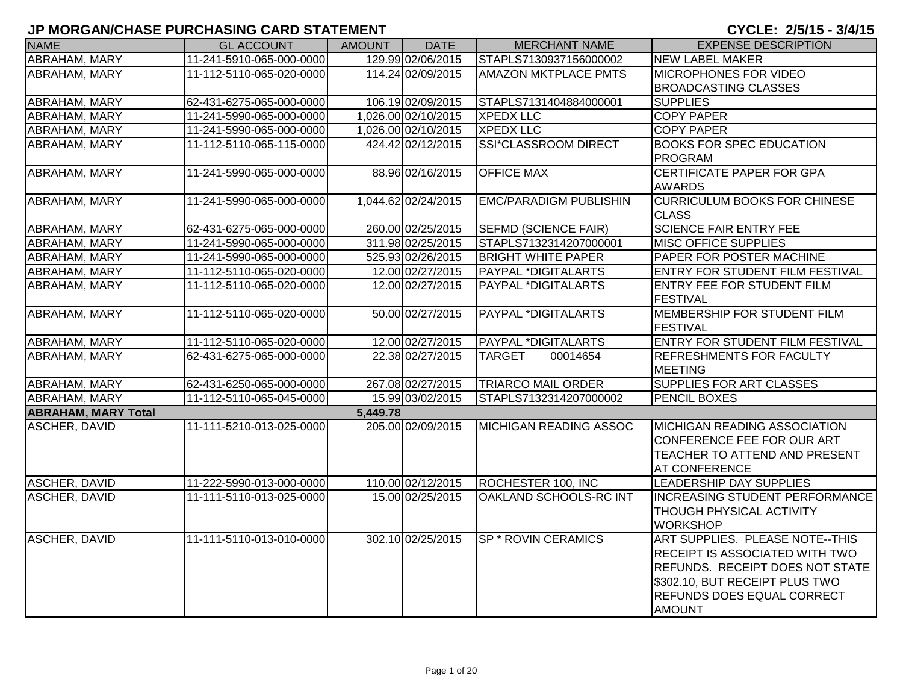# JP MORGAN/CHASE PURCHASING CARD STATEMENT

**CYCLE: 2/5/15 - 3/4/15**

| NAME | GL ACCOUNT | AMOUNT | DATE | MERCHANT NAME | EXPENSE DESCRIPTION |
|---|---|---|---|---|---|
| ABRAHAM, MARY | 11-241-5910-065-000-0000 | 129.99 | 02/06/2015 | STAPLS7130937156000002 | NEW LABEL MAKER |
| ABRAHAM, MARY | 11-112-5110-065-020-0000 | 114.24 | 02/09/2015 | AMAZON MKTPLACE PMTS | MICROPHONES FOR VIDEO BROADCASTING CLASSES |
| ABRAHAM, MARY | 62-431-6275-065-000-0000 | 106.19 | 02/09/2015 | STAPLS7131404884000001 | SUPPLIES |
| ABRAHAM, MARY | 11-241-5990-065-000-0000 | 1,026.00 | 02/10/2015 | XPEDX LLC | COPY PAPER |
| ABRAHAM, MARY | 11-241-5990-065-000-0000 | 1,026.00 | 02/10/2015 | XPEDX LLC | COPY PAPER |
| ABRAHAM, MARY | 11-112-5110-065-115-0000 | 424.42 | 02/12/2015 | SSI*CLASSROOM DIRECT | BOOKS FOR SPEC EDUCATION PROGRAM |
| ABRAHAM, MARY | 11-241-5990-065-000-0000 | 88.96 | 02/16/2015 | OFFICE MAX | CERTIFICATE PAPER FOR GPA AWARDS |
| ABRAHAM, MARY | 11-241-5990-065-000-0000 | 1,044.62 | 02/24/2015 | EMC/PARADIGM PUBLISHIN | CURRICULUM BOOKS FOR CHINESE CLASS |
| ABRAHAM, MARY | 62-431-6275-065-000-0000 | 260.00 | 02/25/2015 | SEFMD (SCIENCE FAIR) | SCIENCE FAIR ENTRY FEE |
| ABRAHAM, MARY | 11-241-5990-065-000-0000 | 311.98 | 02/25/2015 | STAPLS7132314207000001 | MISC OFFICE SUPPLIES |
| ABRAHAM, MARY | 11-241-5990-065-000-0000 | 525.93 | 02/26/2015 | BRIGHT WHITE PAPER | PAPER FOR POSTER MACHINE |
| ABRAHAM, MARY | 11-112-5110-065-020-0000 | 12.00 | 02/27/2015 | PAYPAL *DIGITALARTS | ENTRY FOR STUDENT FILM FESTIVAL |
| ABRAHAM, MARY | 11-112-5110-065-020-0000 | 12.00 | 02/27/2015 | PAYPAL *DIGITALARTS | ENTRY FEE FOR STUDENT FILM FESTIVAL |
| ABRAHAM, MARY | 11-112-5110-065-020-0000 | 50.00 | 02/27/2015 | PAYPAL *DIGITALARTS | MEMBERSHIP FOR STUDENT FILM FESTIVAL |
| ABRAHAM, MARY | 11-112-5110-065-020-0000 | 12.00 | 02/27/2015 | PAYPAL *DIGITALARTS | ENTRY FOR STUDENT FILM FESTIVAL |
| ABRAHAM, MARY | 62-431-6275-065-000-0000 | 22.38 | 02/27/2015 | TARGET 00014654 | REFRESHMENTS FOR FACULTY MEETING |
| ABRAHAM, MARY | 62-431-6250-065-000-0000 | 267.08 | 02/27/2015 | TRIARCO MAIL ORDER | SUPPLIES FOR ART CLASSES |
| ABRAHAM, MARY | 11-112-5110-065-045-0000 | 15.99 | 03/02/2015 | STAPLS7132314207000002 | PENCIL BOXES |
| **ABRAHAM, MARY Total** | | **5,449.78** | | | |
| ASCHER, DAVID | 11-111-5210-013-025-0000 | 205.00 | 02/09/2015 | MICHIGAN READING ASSOC | MICHIGAN READING ASSOCIATION CONFERENCE FEE FOR OUR ART TEACHER TO ATTEND AND PRESENT AT CONFERENCE |
| ASCHER, DAVID | 11-222-5990-013-000-0000 | 110.00 | 02/12/2015 | ROCHESTER 100, INC | LEADERSHIP DAY SUPPLIES |
| ASCHER, DAVID | 11-111-5110-013-025-0000 | 15.00 | 02/25/2015 | OAKLAND SCHOOLS-RC INT | INCREASING STUDENT PERFORMANCE THOUGH PHYSICAL ACTIVITY WORKSHOP |
| ASCHER, DAVID | 11-111-5110-013-010-0000 | 302.10 | 02/25/2015 | SP * ROVIN CERAMICS | ART SUPPLIES. PLEASE NOTE--THIS RECEIPT IS ASSOCIATED WITH TWO REFUNDS. RECEIPT DOES NOT STATE $302.10, BUT RECEIPT PLUS TWO REFUNDS DOES EQUAL CORRECT AMOUNT |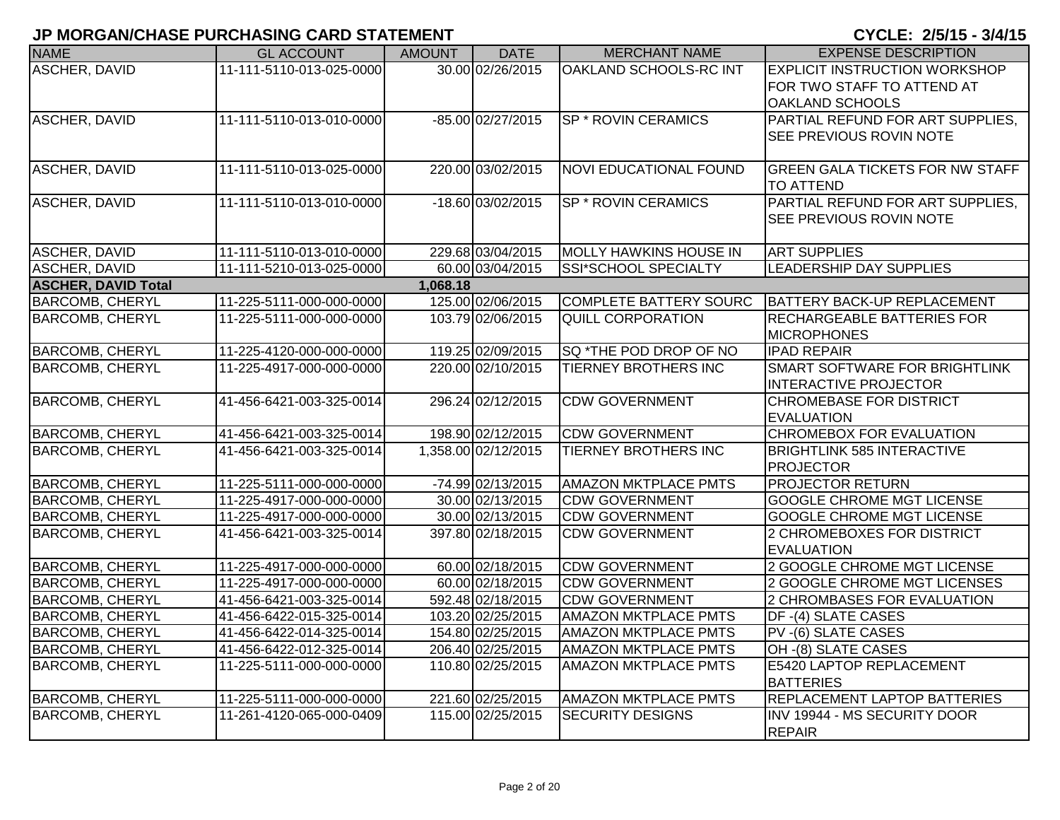## JP MORGAN/CHASE PURCHASING CARD STATEMENT

**CYCLE: 2/5/15 - 3/4/15**

| NAME | GL ACCOUNT | AMOUNT | DATE | MERCHANT NAME | EXPENSE DESCRIPTION |
|---|---|---|---|---|---|
| ASCHER, DAVID | 11-111-5110-013-025-0000 | 30.00 | 02/26/2015 | OAKLAND SCHOOLS-RC INT | EXPLICIT INSTRUCTION WORKSHOP FOR TWO STAFF TO ATTEND AT OAKLAND SCHOOLS |
| ASCHER, DAVID | 11-111-5110-013-010-0000 | -85.00 | 02/27/2015 | SP * ROVIN CERAMICS | PARTIAL REFUND FOR ART SUPPLIES, SEE PREVIOUS ROVIN NOTE |
| ASCHER, DAVID | 11-111-5110-013-025-0000 | 220.00 | 03/02/2015 | NOVI EDUCATIONAL FOUND | GREEN GALA TICKETS FOR NW STAFF TO ATTEND |
| ASCHER, DAVID | 11-111-5110-013-010-0000 | -18.60 | 03/02/2015 | SP * ROVIN CERAMICS | PARTIAL REFUND FOR ART SUPPLIES, SEE PREVIOUS ROVIN NOTE |
| ASCHER, DAVID | 11-111-5110-013-010-0000 | 229.68 | 03/04/2015 | MOLLY HAWKINS HOUSE IN | ART SUPPLIES |
| ASCHER, DAVID | 11-111-5210-013-025-0000 | 60.00 | 03/04/2015 | SSI*SCHOOL SPECIALTY | LEADERSHIP DAY SUPPLIES |
| **ASCHER, DAVID Total** | | **1,068.18** | | | |
| BARCOMB, CHERYL | 11-225-5111-000-000-0000 | 125.00 | 02/06/2015 | COMPLETE BATTERY SOURC | BATTERY BACK-UP REPLACEMENT |
| BARCOMB, CHERYL | 11-225-5111-000-000-0000 | 103.79 | 02/06/2015 | QUILL CORPORATION | RECHARGEABLE BATTERIES FOR MICROPHONES |
| BARCOMB, CHERYL | 11-225-4120-000-000-0000 | 119.25 | 02/09/2015 | SQ *THE POD DROP OF NO | IPAD REPAIR |
| BARCOMB, CHERYL | 11-225-4917-000-000-0000 | 220.00 | 02/10/2015 | TIERNEY BROTHERS INC | SMART SOFTWARE FOR BRIGHTLINK INTERACTIVE PROJECTOR |
| BARCOMB, CHERYL | 41-456-6421-003-325-0014 | 296.24 | 02/12/2015 | CDW GOVERNMENT | CHROMEBASE FOR DISTRICT EVALUATION |
| BARCOMB, CHERYL | 41-456-6421-003-325-0014 | 198.90 | 02/12/2015 | CDW GOVERNMENT | CHROMEBOX FOR EVALUATION |
| BARCOMB, CHERYL | 41-456-6421-003-325-0014 | 1,358.00 | 02/12/2015 | TIERNEY BROTHERS INC | BRIGHTLINK 585 INTERACTIVE PROJECTOR |
| BARCOMB, CHERYL | 11-225-5111-000-000-0000 | -74.99 | 02/13/2015 | AMAZON MKTPLACE PMTS | PROJECTOR RETURN |
| BARCOMB, CHERYL | 11-225-4917-000-000-0000 | 30.00 | 02/13/2015 | CDW GOVERNMENT | GOOGLE CHROME MGT LICENSE |
| BARCOMB, CHERYL | 11-225-4917-000-000-0000 | 30.00 | 02/13/2015 | CDW GOVERNMENT | GOOGLE CHROME MGT LICENSE |
| BARCOMB, CHERYL | 41-456-6421-003-325-0014 | 397.80 | 02/18/2015 | CDW GOVERNMENT | 2 CHROMEBOXES FOR DISTRICT EVALUATION |
| BARCOMB, CHERYL | 11-225-4917-000-000-0000 | 60.00 | 02/18/2015 | CDW GOVERNMENT | 2 GOOGLE CHROME MGT LICENSE |
| BARCOMB, CHERYL | 11-225-4917-000-000-0000 | 60.00 | 02/18/2015 | CDW GOVERNMENT | 2 GOOGLE CHROME MGT LICENSES |
| BARCOMB, CHERYL | 41-456-6421-003-325-0014 | 592.48 | 02/18/2015 | CDW GOVERNMENT | 2 CHROMBASES FOR EVALUATION |
| BARCOMB, CHERYL | 41-456-6422-015-325-0014 | 103.20 | 02/25/2015 | AMAZON MKTPLACE PMTS | DF -(4) SLATE CASES |
| BARCOMB, CHERYL | 41-456-6422-014-325-0014 | 154.80 | 02/25/2015 | AMAZON MKTPLACE PMTS | PV -(6) SLATE CASES |
| BARCOMB, CHERYL | 41-456-6422-012-325-0014 | 206.40 | 02/25/2015 | AMAZON MKTPLACE PMTS | OH -(8) SLATE CASES |
| BARCOMB, CHERYL | 11-225-5111-000-000-0000 | 110.80 | 02/25/2015 | AMAZON MKTPLACE PMTS | E5420 LAPTOP REPLACEMENT BATTERIES |
| BARCOMB, CHERYL | 11-225-5111-000-000-0000 | 221.60 | 02/25/2015 | AMAZON MKTPLACE PMTS | REPLACEMENT LAPTOP BATTERIES |
| BARCOMB, CHERYL | 11-261-4120-065-000-0409 | 115.00 | 02/25/2015 | SECURITY DESIGNS | INV 19944 - MS SECURITY DOOR REPAIR |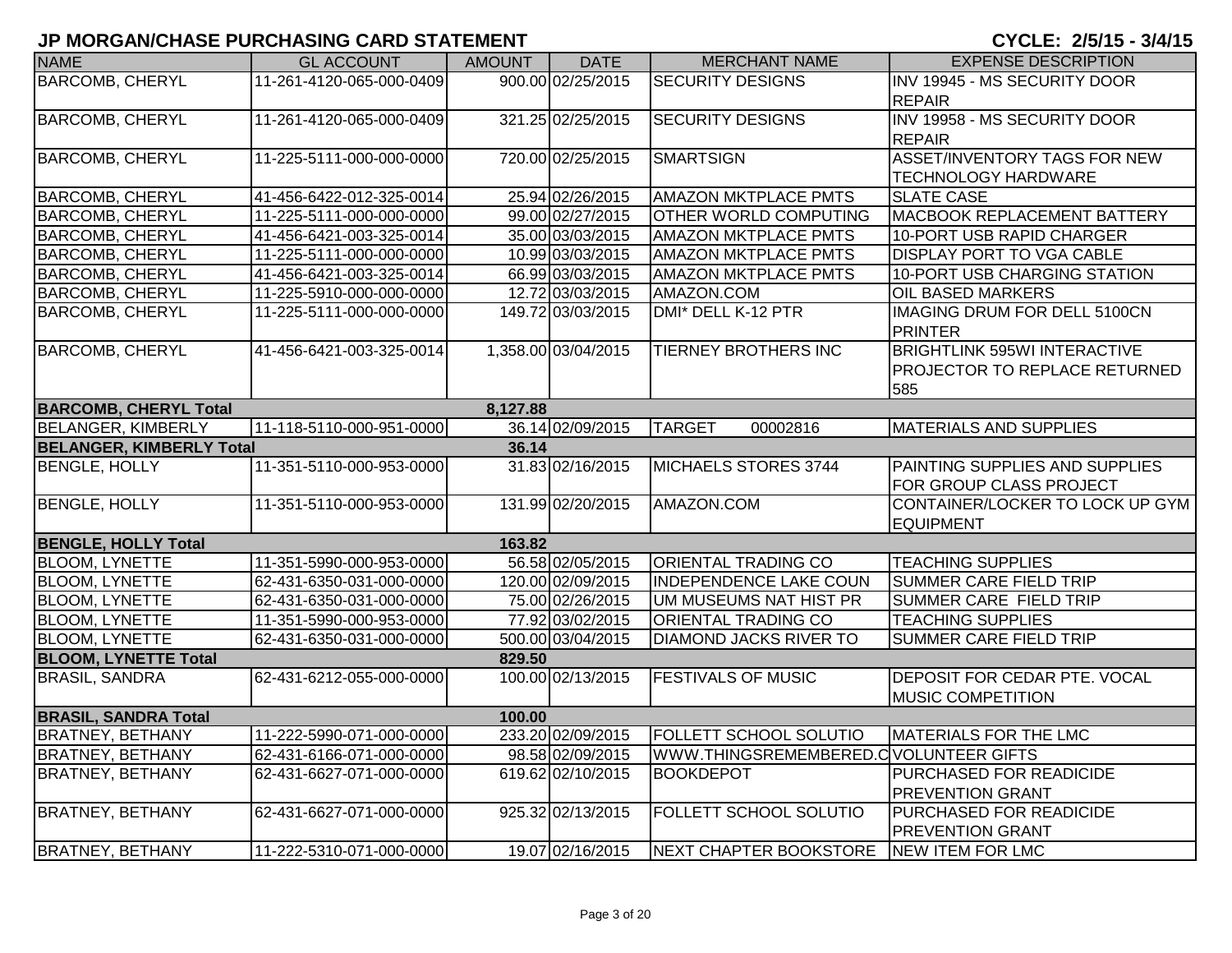**JP MORGAN/CHASE PURCHASING CARD STATEMENT** **CYCLE: 2/5/15 - 3/4/15**

| NAME | GL ACCOUNT | AMOUNT | DATE | MERCHANT NAME | EXPENSE DESCRIPTION |
|---|---|---|---|---|---|
| BARCOMB, CHERYL | 11-261-4120-065-000-0409 | 900.00 | 02/25/2015 | SECURITY DESIGNS | INV 19945 - MS SECURITY DOOR REPAIR |
| BARCOMB, CHERYL | 11-261-4120-065-000-0409 | 321.25 | 02/25/2015 | SECURITY DESIGNS | INV 19958 - MS SECURITY DOOR REPAIR |
| BARCOMB, CHERYL | 11-225-5111-000-000-0000 | 720.00 | 02/25/2015 | SMARTSIGN | ASSET/INVENTORY TAGS FOR NEW TECHNOLOGY HARDWARE |
| BARCOMB, CHERYL | 41-456-6422-012-325-0014 | 25.94 | 02/26/2015 | AMAZON MKTPLACE PMTS | SLATE CASE |
| BARCOMB, CHERYL | 11-225-5111-000-000-0000 | 99.00 | 02/27/2015 | OTHER WORLD COMPUTING | MACBOOK REPLACEMENT BATTERY |
| BARCOMB, CHERYL | 41-456-6421-003-325-0014 | 35.00 | 03/03/2015 | AMAZON MKTPLACE PMTS | 10-PORT USB RAPID CHARGER |
| BARCOMB, CHERYL | 11-225-5111-000-000-0000 | 10.99 | 03/03/2015 | AMAZON MKTPLACE PMTS | DISPLAY PORT TO VGA CABLE |
| BARCOMB, CHERYL | 41-456-6421-003-325-0014 | 66.99 | 03/03/2015 | AMAZON MKTPLACE PMTS | 10-PORT USB CHARGING STATION |
| BARCOMB, CHERYL | 11-225-5910-000-000-0000 | 12.72 | 03/03/2015 | AMAZON.COM | OIL BASED MARKERS |
| BARCOMB, CHERYL | 11-225-5111-000-000-0000 | 149.72 | 03/03/2015 | DMI* DELL K-12 PTR | IMAGING DRUM FOR DELL 5100CN PRINTER |
| BARCOMB, CHERYL | 41-456-6421-003-325-0014 | 1,358.00 | 03/04/2015 | TIERNEY BROTHERS INC | BRIGHTLINK 595WI INTERACTIVE PROJECTOR TO REPLACE RETURNED 585 |
| **BARCOMB, CHERYL Total** | | **8,127.88** | | | |
| BELANGER, KIMBERLY | 11-118-5110-000-951-0000 | 36.14 | 02/09/2015 | TARGET 00002816 | MATERIALS AND SUPPLIES |
| **BELANGER, KIMBERLY Total** | | **36.14** | | | |
| BENGLE, HOLLY | 11-351-5110-000-953-0000 | 31.83 | 02/16/2015 | MICHAELS STORES 3744 | PAINTING SUPPLIES AND SUPPLIES FOR GROUP CLASS PROJECT |
| BENGLE, HOLLY | 11-351-5110-000-953-0000 | 131.99 | 02/20/2015 | AMAZON.COM | CONTAINER/LOCKER TO LOCK UP GYM EQUIPMENT |
| **BENGLE, HOLLY Total** | | **163.82** | | | |
| BLOOM, LYNETTE | 11-351-5990-000-953-0000 | 56.58 | 02/05/2015 | ORIENTAL TRADING CO | TEACHING SUPPLIES |
| BLOOM, LYNETTE | 62-431-6350-031-000-0000 | 120.00 | 02/09/2015 | INDEPENDENCE LAKE COUN | SUMMER CARE FIELD TRIP |
| BLOOM, LYNETTE | 62-431-6350-031-000-0000 | 75.00 | 02/26/2015 | UM MUSEUMS NAT HIST PR | SUMMER CARE FIELD TRIP |
| BLOOM, LYNETTE | 11-351-5990-000-953-0000 | 77.92 | 03/02/2015 | ORIENTAL TRADING CO | TEACHING SUPPLIES |
| BLOOM, LYNETTE | 62-431-6350-031-000-0000 | 500.00 | 03/04/2015 | DIAMOND JACKS RIVER TO | SUMMER CARE FIELD TRIP |
| **BLOOM, LYNETTE Total** | | **829.50** | | | |
| BRASIL, SANDRA | 62-431-6212-055-000-0000 | 100.00 | 02/13/2015 | FESTIVALS OF MUSIC | DEPOSIT FOR CEDAR PTE. VOCAL MUSIC COMPETITION |
| **BRASIL, SANDRA Total** | | **100.00** | | | |
| BRATNEY, BETHANY | 11-222-5990-071-000-0000 | 233.20 | 02/09/2015 | FOLLETT SCHOOL SOLUTIO | MATERIALS FOR THE LMC |
| BRATNEY, BETHANY | 62-431-6166-071-000-0000 | 98.58 | 02/09/2015 | WWW.THINGSREMEMBERED.C | VOLUNTEER GIFTS |
| BRATNEY, BETHANY | 62-431-6627-071-000-0000 | 619.62 | 02/10/2015 | BOOKDEPOT | PURCHASED FOR READICIDE PREVENTION GRANT |
| BRATNEY, BETHANY | 62-431-6627-071-000-0000 | 925.32 | 02/13/2015 | FOLLETT SCHOOL SOLUTIO | PURCHASED FOR READICIDE PREVENTION GRANT |
| BRATNEY, BETHANY | 11-222-5310-071-000-0000 | 19.07 | 02/16/2015 | NEXT CHAPTER BOOKSTORE | NEW ITEM FOR LMC |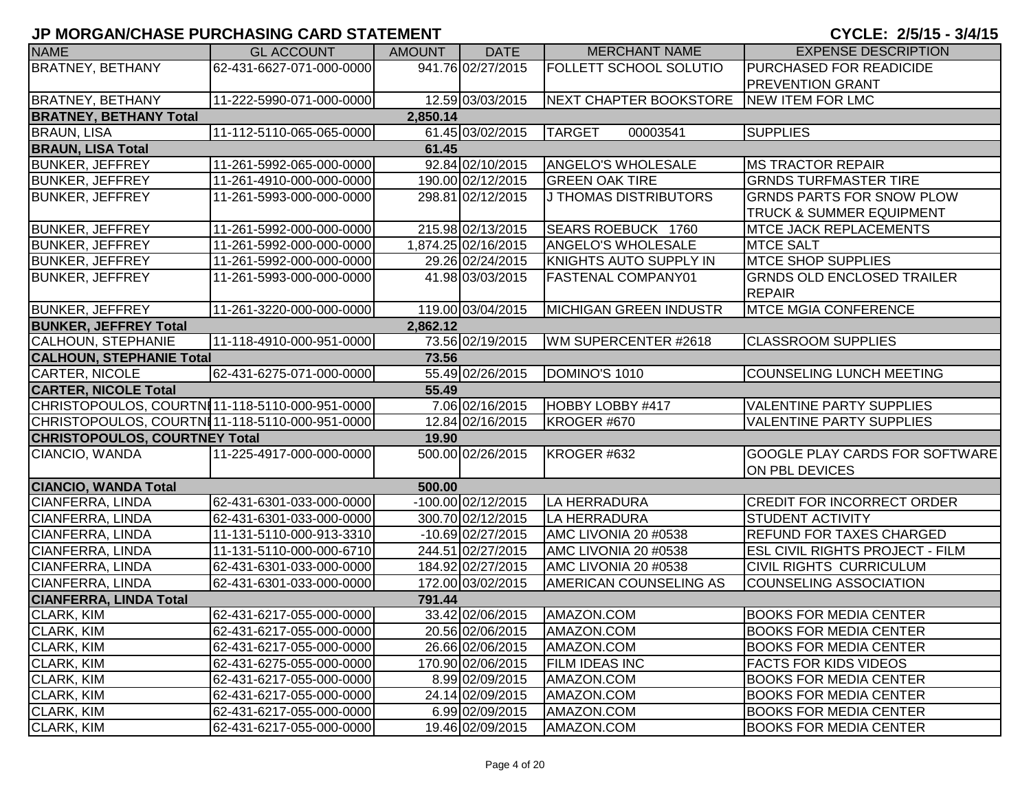# JP MORGAN/CHASE PURCHASING CARD STATEMENT

**CYCLE: 2/5/15 - 3/4/15**

| NAME | GL ACCOUNT | AMOUNT | DATE | MERCHANT NAME | EXPENSE DESCRIPTION |
|---|---|---|---|---|---|
| BRATNEY, BETHANY | 62-431-6627-071-000-0000 | 941.76 | 02/27/2015 | FOLLETT SCHOOL SOLUTIO | PURCHASED FOR READICIDE PREVENTION GRANT |
| BRATNEY, BETHANY | 11-222-5990-071-000-0000 | 12.59 | 03/03/2015 | NEXT CHAPTER BOOKSTORE | NEW ITEM FOR LMC |
| **BRATNEY, BETHANY Total** | | **2,850.14** | | | |
| BRAUN, LISA | 11-112-5110-065-065-0000 | 61.45 | 03/02/2015 | TARGET 00003541 | SUPPLIES |
| **BRAUN, LISA Total** | | **61.45** | | | |
| BUNKER, JEFFREY | 11-261-5992-065-000-0000 | 92.84 | 02/10/2015 | ANGELO'S WHOLESALE | MS TRACTOR REPAIR |
| BUNKER, JEFFREY | 11-261-4910-000-000-0000 | 190.00 | 02/12/2015 | GREEN OAK TIRE | GRNDS TURFMASTER TIRE |
| BUNKER, JEFFREY | 11-261-5993-000-000-0000 | 298.81 | 02/12/2015 | J THOMAS DISTRIBUTORS | GRNDS PARTS FOR SNOW PLOW TRUCK & SUMMER EQUIPMENT |
| BUNKER, JEFFREY | 11-261-5992-000-000-0000 | 215.98 | 02/13/2015 | SEARS ROEBUCK 1760 | MTCE JACK REPLACEMENTS |
| BUNKER, JEFFREY | 11-261-5992-000-000-0000 | 1,874.25 | 02/16/2015 | ANGELO'S WHOLESALE | MTCE SALT |
| BUNKER, JEFFREY | 11-261-5992-000-000-0000 | 29.26 | 02/24/2015 | KNIGHTS AUTO SUPPLY IN | MTCE SHOP SUPPLIES |
| BUNKER, JEFFREY | 11-261-5993-000-000-0000 | 41.98 | 03/03/2015 | FASTENAL COMPANY01 | GRNDS OLD ENCLOSED TRAILER REPAIR |
| BUNKER, JEFFREY | 11-261-3220-000-000-0000 | 119.00 | 03/04/2015 | MICHIGAN GREEN INDUSTR | MTCE MGIA CONFERENCE |
| **BUNKER, JEFFREY Total** | | **2,862.12** | | | |
| CALHOUN, STEPHANIE | 11-118-4910-000-951-0000 | 73.56 | 02/19/2015 | WM SUPERCENTER #2618 | CLASSROOM SUPPLIES |
| **CALHOUN, STEPHANIE Total** | | **73.56** | | | |
| CARTER, NICOLE | 62-431-6275-071-000-0000 | 55.49 | 02/26/2015 | DOMINO'S 1010 | COUNSELING LUNCH MEETING |
| **CARTER, NICOLE Total** | | **55.49** | | | |
| CHRISTOPOULOS, COURTNEY | 11-118-5110-000-951-0000 | 7.06 | 02/16/2015 | HOBBY LOBBY #417 | VALENTINE PARTY SUPPLIES |
| CHRISTOPOULOS, COURTNEY | 11-118-5110-000-951-0000 | 12.84 | 02/16/2015 | KROGER #670 | VALENTINE PARTY SUPPLIES |
| **CHRISTOPOULOS, COURTNEY Total** | | **19.90** | | | |
| CIANCIO, WANDA | 11-225-4917-000-000-0000 | 500.00 | 02/26/2015 | KROGER #632 | GOOGLE PLAY CARDS FOR SOFTWARE ON PBL DEVICES |
| **CIANCIO, WANDA Total** | | **500.00** | | | |
| CIANFERRA, LINDA | 62-431-6301-033-000-0000 | -100.00 | 02/12/2015 | LA HERRADURA | CREDIT FOR INCORRECT ORDER |
| CIANFERRA, LINDA | 62-431-6301-033-000-0000 | 300.70 | 02/12/2015 | LA HERRADURA | STUDENT ACTIVITY |
| CIANFERRA, LINDA | 11-131-5110-000-913-3310 | -10.69 | 02/27/2015 | AMC LIVONIA 20 #0538 | REFUND FOR TAXES CHARGED |
| CIANFERRA, LINDA | 11-131-5110-000-000-6710 | 244.51 | 02/27/2015 | AMC LIVONIA 20 #0538 | ESL CIVIL RIGHTS PROJECT - FILM |
| CIANFERRA, LINDA | 62-431-6301-033-000-0000 | 184.92 | 02/27/2015 | AMC LIVONIA 20 #0538 | CIVIL RIGHTS CURRICULUM |
| CIANFERRA, LINDA | 62-431-6301-033-000-0000 | 172.00 | 03/02/2015 | AMERICAN COUNSELING AS | COUNSELING ASSOCIATION |
| **CIANFERRA, LINDA Total** | | **791.44** | | | |
| CLARK, KIM | 62-431-6217-055-000-0000 | 33.42 | 02/06/2015 | AMAZON.COM | BOOKS FOR MEDIA CENTER |
| CLARK, KIM | 62-431-6217-055-000-0000 | 20.56 | 02/06/2015 | AMAZON.COM | BOOKS FOR MEDIA CENTER |
| CLARK, KIM | 62-431-6217-055-000-0000 | 26.66 | 02/06/2015 | AMAZON.COM | BOOKS FOR MEDIA CENTER |
| CLARK, KIM | 62-431-6275-055-000-0000 | 170.90 | 02/06/2015 | FILM IDEAS INC | FACTS FOR KIDS VIDEOS |
| CLARK, KIM | 62-431-6217-055-000-0000 | 8.99 | 02/09/2015 | AMAZON.COM | BOOKS FOR MEDIA CENTER |
| CLARK, KIM | 62-431-6217-055-000-0000 | 24.14 | 02/09/2015 | AMAZON.COM | BOOKS FOR MEDIA CENTER |
| CLARK, KIM | 62-431-6217-055-000-0000 | 6.99 | 02/09/2015 | AMAZON.COM | BOOKS FOR MEDIA CENTER |
| CLARK, KIM | 62-431-6217-055-000-0000 | 19.46 | 02/09/2015 | AMAZON.COM | BOOKS FOR MEDIA CENTER |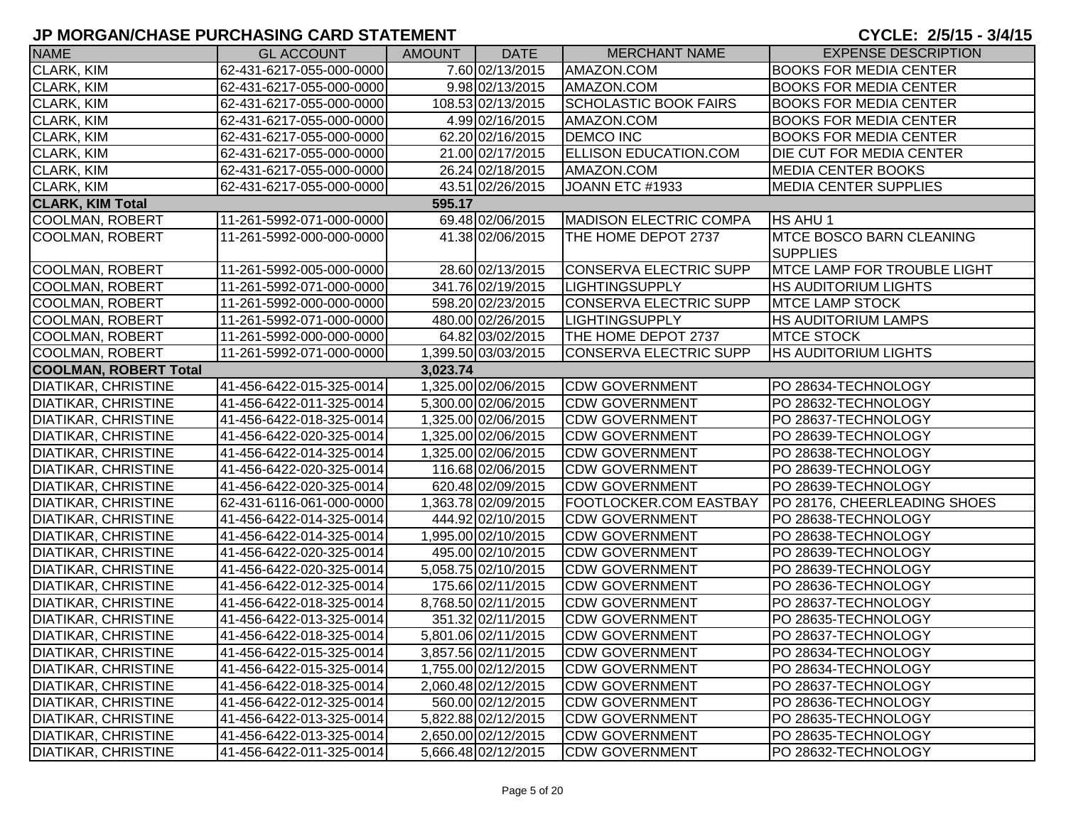# JP MORGAN/CHASE PURCHASING CARD STATEMENT

**CYCLE: 2/5/15 - 3/4/15**

| NAME | GL ACCOUNT | AMOUNT | DATE | MERCHANT NAME | EXPENSE DESCRIPTION |
|---|---|---|---|---|---|
| CLARK, KIM | 62-431-6217-055-000-0000 | 7.60 | 02/13/2015 | AMAZON.COM | BOOKS FOR MEDIA CENTER |
| CLARK, KIM | 62-431-6217-055-000-0000 | 9.98 | 02/13/2015 | AMAZON.COM | BOOKS FOR MEDIA CENTER |
| CLARK, KIM | 62-431-6217-055-000-0000 | 108.53 | 02/13/2015 | SCHOLASTIC BOOK FAIRS | BOOKS FOR MEDIA CENTER |
| CLARK, KIM | 62-431-6217-055-000-0000 | 4.99 | 02/16/2015 | AMAZON.COM | BOOKS FOR MEDIA CENTER |
| CLARK, KIM | 62-431-6217-055-000-0000 | 62.20 | 02/16/2015 | DEMCO INC | BOOKS FOR MEDIA CENTER |
| CLARK, KIM | 62-431-6217-055-000-0000 | 21.00 | 02/17/2015 | ELLISON EDUCATION.COM | DIE CUT FOR MEDIA CENTER |
| CLARK, KIM | 62-431-6217-055-000-0000 | 26.24 | 02/18/2015 | AMAZON.COM | MEDIA CENTER BOOKS |
| CLARK, KIM | 62-431-6217-055-000-0000 | 43.51 | 02/26/2015 | JOANN ETC #1933 | MEDIA CENTER SUPPLIES |
| **CLARK, KIM Total** | | **595.17** | | | |
| COOLMAN, ROBERT | 11-261-5992-071-000-0000 | 69.48 | 02/06/2015 | MADISON ELECTRIC COMPA | HS AHU 1 |
| COOLMAN, ROBERT | 11-261-5992-000-000-0000 | 41.38 | 02/06/2015 | THE HOME DEPOT 2737 | MTCE BOSCO BARN CLEANING SUPPLIES |
| COOLMAN, ROBERT | 11-261-5992-005-000-0000 | 28.60 | 02/13/2015 | CONSERVA ELECTRIC SUPP | MTCE LAMP FOR TROUBLE LIGHT |
| COOLMAN, ROBERT | 11-261-5992-071-000-0000 | 341.76 | 02/19/2015 | LIGHTINGSUPPLY | HS AUDITORIUM LIGHTS |
| COOLMAN, ROBERT | 11-261-5992-000-000-0000 | 598.20 | 02/23/2015 | CONSERVA ELECTRIC SUPP | MTCE LAMP STOCK |
| COOLMAN, ROBERT | 11-261-5992-071-000-0000 | 480.00 | 02/26/2015 | LIGHTINGSUPPLY | HS AUDITORIUM LAMPS |
| COOLMAN, ROBERT | 11-261-5992-000-000-0000 | 64.82 | 03/02/2015 | THE HOME DEPOT 2737 | MTCE STOCK |
| COOLMAN, ROBERT | 11-261-5992-071-000-0000 | 1,399.50 | 03/03/2015 | CONSERVA ELECTRIC SUPP | HS AUDITORIUM LIGHTS |
| **COOLMAN, ROBERT Total** | | **3,023.74** | | | |
| DIATIKAR, CHRISTINE | 41-456-6422-015-325-0014 | 1,325.00 | 02/06/2015 | CDW GOVERNMENT | PO 28634-TECHNOLOGY |
| DIATIKAR, CHRISTINE | 41-456-6422-011-325-0014 | 5,300.00 | 02/06/2015 | CDW GOVERNMENT | PO 28632-TECHNOLOGY |
| DIATIKAR, CHRISTINE | 41-456-6422-018-325-0014 | 1,325.00 | 02/06/2015 | CDW GOVERNMENT | PO 28637-TECHNOLOGY |
| DIATIKAR, CHRISTINE | 41-456-6422-020-325-0014 | 1,325.00 | 02/06/2015 | CDW GOVERNMENT | PO 28639-TECHNOLOGY |
| DIATIKAR, CHRISTINE | 41-456-6422-014-325-0014 | 1,325.00 | 02/06/2015 | CDW GOVERNMENT | PO 28638-TECHNOLOGY |
| DIATIKAR, CHRISTINE | 41-456-6422-020-325-0014 | 116.68 | 02/06/2015 | CDW GOVERNMENT | PO 28639-TECHNOLOGY |
| DIATIKAR, CHRISTINE | 41-456-6422-020-325-0014 | 620.48 | 02/09/2015 | CDW GOVERNMENT | PO 28639-TECHNOLOGY |
| DIATIKAR, CHRISTINE | 62-431-6116-061-000-0000 | 1,363.78 | 02/09/2015 | FOOTLOCKER.COM EASTBAY | PO 28176, CHEERLEADING SHOES |
| DIATIKAR, CHRISTINE | 41-456-6422-014-325-0014 | 444.92 | 02/10/2015 | CDW GOVERNMENT | PO 28638-TECHNOLOGY |
| DIATIKAR, CHRISTINE | 41-456-6422-014-325-0014 | 1,995.00 | 02/10/2015 | CDW GOVERNMENT | PO 28638-TECHNOLOGY |
| DIATIKAR, CHRISTINE | 41-456-6422-020-325-0014 | 495.00 | 02/10/2015 | CDW GOVERNMENT | PO 28639-TECHNOLOGY |
| DIATIKAR, CHRISTINE | 41-456-6422-020-325-0014 | 5,058.75 | 02/10/2015 | CDW GOVERNMENT | PO 28639-TECHNOLOGY |
| DIATIKAR, CHRISTINE | 41-456-6422-012-325-0014 | 175.66 | 02/11/2015 | CDW GOVERNMENT | PO 28636-TECHNOLOGY |
| DIATIKAR, CHRISTINE | 41-456-6422-018-325-0014 | 8,768.50 | 02/11/2015 | CDW GOVERNMENT | PO 28637-TECHNOLOGY |
| DIATIKAR, CHRISTINE | 41-456-6422-013-325-0014 | 351.32 | 02/11/2015 | CDW GOVERNMENT | PO 28635-TECHNOLOGY |
| DIATIKAR, CHRISTINE | 41-456-6422-018-325-0014 | 5,801.06 | 02/11/2015 | CDW GOVERNMENT | PO 28637-TECHNOLOGY |
| DIATIKAR, CHRISTINE | 41-456-6422-015-325-0014 | 3,857.56 | 02/11/2015 | CDW GOVERNMENT | PO 28634-TECHNOLOGY |
| DIATIKAR, CHRISTINE | 41-456-6422-015-325-0014 | 1,755.00 | 02/12/2015 | CDW GOVERNMENT | PO 28634-TECHNOLOGY |
| DIATIKAR, CHRISTINE | 41-456-6422-018-325-0014 | 2,060.48 | 02/12/2015 | CDW GOVERNMENT | PO 28637-TECHNOLOGY |
| DIATIKAR, CHRISTINE | 41-456-6422-012-325-0014 | 560.00 | 02/12/2015 | CDW GOVERNMENT | PO 28636-TECHNOLOGY |
| DIATIKAR, CHRISTINE | 41-456-6422-013-325-0014 | 5,822.88 | 02/12/2015 | CDW GOVERNMENT | PO 28635-TECHNOLOGY |
| DIATIKAR, CHRISTINE | 41-456-6422-013-325-0014 | 2,650.00 | 02/12/2015 | CDW GOVERNMENT | PO 28635-TECHNOLOGY |
| DIATIKAR, CHRISTINE | 41-456-6422-011-325-0014 | 5,666.48 | 02/12/2015 | CDW GOVERNMENT | PO 28632-TECHNOLOGY |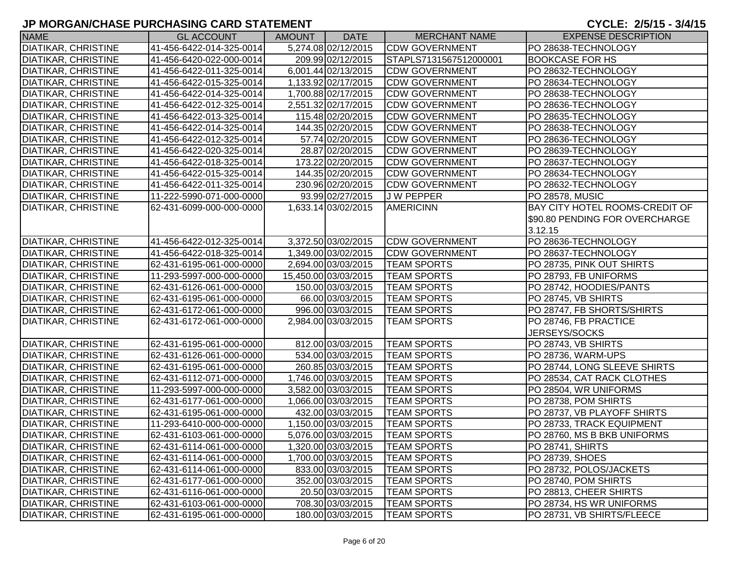# JP MORGAN/CHASE PURCHASING CARD STATEMENT

**CYCLE: 2/5/15 - 3/4/15**

| NAME | GL ACCOUNT | AMOUNT | DATE | MERCHANT NAME | EXPENSE DESCRIPTION |
|---|---|---|---|---|---|
| DIATIKAR, CHRISTINE | 41-456-6422-014-325-0014 | 5,274.08 | 02/12/2015 | CDW GOVERNMENT | PO 28638-TECHNOLOGY |
| DIATIKAR, CHRISTINE | 41-456-6420-022-000-0014 | 209.99 | 02/12/2015 | STAPLS7131567512000001 | BOOKCASE FOR HS |
| DIATIKAR, CHRISTINE | 41-456-6422-011-325-0014 | 6,001.44 | 02/13/2015 | CDW GOVERNMENT | PO 28632-TECHNOLOGY |
| DIATIKAR, CHRISTINE | 41-456-6422-015-325-0014 | 1,133.92 | 02/17/2015 | CDW GOVERNMENT | PO 28634-TECHNOLOGY |
| DIATIKAR, CHRISTINE | 41-456-6422-014-325-0014 | 1,700.88 | 02/17/2015 | CDW GOVERNMENT | PO 28638-TECHNOLOGY |
| DIATIKAR, CHRISTINE | 41-456-6422-012-325-0014 | 2,551.32 | 02/17/2015 | CDW GOVERNMENT | PO 28636-TECHNOLOGY |
| DIATIKAR, CHRISTINE | 41-456-6422-013-325-0014 | 115.48 | 02/20/2015 | CDW GOVERNMENT | PO 28635-TECHNOLOGY |
| DIATIKAR, CHRISTINE | 41-456-6422-014-325-0014 | 144.35 | 02/20/2015 | CDW GOVERNMENT | PO 28638-TECHNOLOGY |
| DIATIKAR, CHRISTINE | 41-456-6422-012-325-0014 | 57.74 | 02/20/2015 | CDW GOVERNMENT | PO 28636-TECHNOLOGY |
| DIATIKAR, CHRISTINE | 41-456-6422-020-325-0014 | 28.87 | 02/20/2015 | CDW GOVERNMENT | PO 28639-TECHNOLOGY |
| DIATIKAR, CHRISTINE | 41-456-6422-018-325-0014 | 173.22 | 02/20/2015 | CDW GOVERNMENT | PO 28637-TECHNOLOGY |
| DIATIKAR, CHRISTINE | 41-456-6422-015-325-0014 | 144.35 | 02/20/2015 | CDW GOVERNMENT | PO 28634-TECHNOLOGY |
| DIATIKAR, CHRISTINE | 41-456-6422-011-325-0014 | 230.96 | 02/20/2015 | CDW GOVERNMENT | PO 28632-TECHNOLOGY |
| DIATIKAR, CHRISTINE | 11-222-5990-071-000-0000 | 93.99 | 02/27/2015 | J W PEPPER | PO 28578, MUSIC |
| DIATIKAR, CHRISTINE | 62-431-6099-000-000-0000 | 1,633.14 | 03/02/2015 | AMERICINN | BAY CITY HOTEL ROOMS-CREDIT OF $90.80 PENDING FOR OVERCHARGE 3.12.15 |
| DIATIKAR, CHRISTINE | 41-456-6422-012-325-0014 | 3,372.50 | 03/02/2015 | CDW GOVERNMENT | PO 28636-TECHNOLOGY |
| DIATIKAR, CHRISTINE | 41-456-6422-018-325-0014 | 1,349.00 | 03/02/2015 | CDW GOVERNMENT | PO 28637-TECHNOLOGY |
| DIATIKAR, CHRISTINE | 62-431-6195-061-000-0000 | 2,694.00 | 03/03/2015 | TEAM SPORTS | PO 28735, PINK OUT SHIRTS |
| DIATIKAR, CHRISTINE | 11-293-5997-000-000-0000 | 15,450.00 | 03/03/2015 | TEAM SPORTS | PO 28793, FB UNIFORMS |
| DIATIKAR, CHRISTINE | 62-431-6126-061-000-0000 | 150.00 | 03/03/2015 | TEAM SPORTS | PO 28742, HOODIES/PANTS |
| DIATIKAR, CHRISTINE | 62-431-6195-061-000-0000 | 66.00 | 03/03/2015 | TEAM SPORTS | PO 28745, VB SHIRTS |
| DIATIKAR, CHRISTINE | 62-431-6172-061-000-0000 | 996.00 | 03/03/2015 | TEAM SPORTS | PO 28747, FB SHORTS/SHIRTS |
| DIATIKAR, CHRISTINE | 62-431-6172-061-000-0000 | 2,984.00 | 03/03/2015 | TEAM SPORTS | PO 28746, FB PRACTICE JERSEYS/SOCKS |
| DIATIKAR, CHRISTINE | 62-431-6195-061-000-0000 | 812.00 | 03/03/2015 | TEAM SPORTS | PO 28743, VB SHIRTS |
| DIATIKAR, CHRISTINE | 62-431-6126-061-000-0000 | 534.00 | 03/03/2015 | TEAM SPORTS | PO 28736, WARM-UPS |
| DIATIKAR, CHRISTINE | 62-431-6195-061-000-0000 | 260.85 | 03/03/2015 | TEAM SPORTS | PO 28744, LONG SLEEVE SHIRTS |
| DIATIKAR, CHRISTINE | 62-431-6112-071-000-0000 | 1,746.00 | 03/03/2015 | TEAM SPORTS | PO 28534, CAT RACK CLOTHES |
| DIATIKAR, CHRISTINE | 11-293-5997-000-000-0000 | 3,582.00 | 03/03/2015 | TEAM SPORTS | PO 28504, WR UNIFORMS |
| DIATIKAR, CHRISTINE | 62-431-6177-061-000-0000 | 1,066.00 | 03/03/2015 | TEAM SPORTS | PO 28738, POM SHIRTS |
| DIATIKAR, CHRISTINE | 62-431-6195-061-000-0000 | 432.00 | 03/03/2015 | TEAM SPORTS | PO 28737, VB PLAYOFF SHIRTS |
| DIATIKAR, CHRISTINE | 11-293-6410-000-000-0000 | 1,150.00 | 03/03/2015 | TEAM SPORTS | PO 28733, TRACK EQUIPMENT |
| DIATIKAR, CHRISTINE | 62-431-6103-061-000-0000 | 5,076.00 | 03/03/2015 | TEAM SPORTS | PO 28760, MS B BKB UNIFORMS |
| DIATIKAR, CHRISTINE | 62-431-6114-061-000-0000 | 1,320.00 | 03/03/2015 | TEAM SPORTS | PO 28741, SHIRTS |
| DIATIKAR, CHRISTINE | 62-431-6114-061-000-0000 | 1,700.00 | 03/03/2015 | TEAM SPORTS | PO 28739, SHOES |
| DIATIKAR, CHRISTINE | 62-431-6114-061-000-0000 | 833.00 | 03/03/2015 | TEAM SPORTS | PO 28732, POLOS/JACKETS |
| DIATIKAR, CHRISTINE | 62-431-6177-061-000-0000 | 352.00 | 03/03/2015 | TEAM SPORTS | PO 28740, POM SHIRTS |
| DIATIKAR, CHRISTINE | 62-431-6116-061-000-0000 | 20.50 | 03/03/2015 | TEAM SPORTS | PO 28813, CHEER SHIRTS |
| DIATIKAR, CHRISTINE | 62-431-6103-061-000-0000 | 708.30 | 03/03/2015 | TEAM SPORTS | PO 28734, HS WR UNIFORMS |
| DIATIKAR, CHRISTINE | 62-431-6195-061-000-0000 | 180.00 | 03/03/2015 | TEAM SPORTS | PO 28731, VB SHIRTS/FLEECE |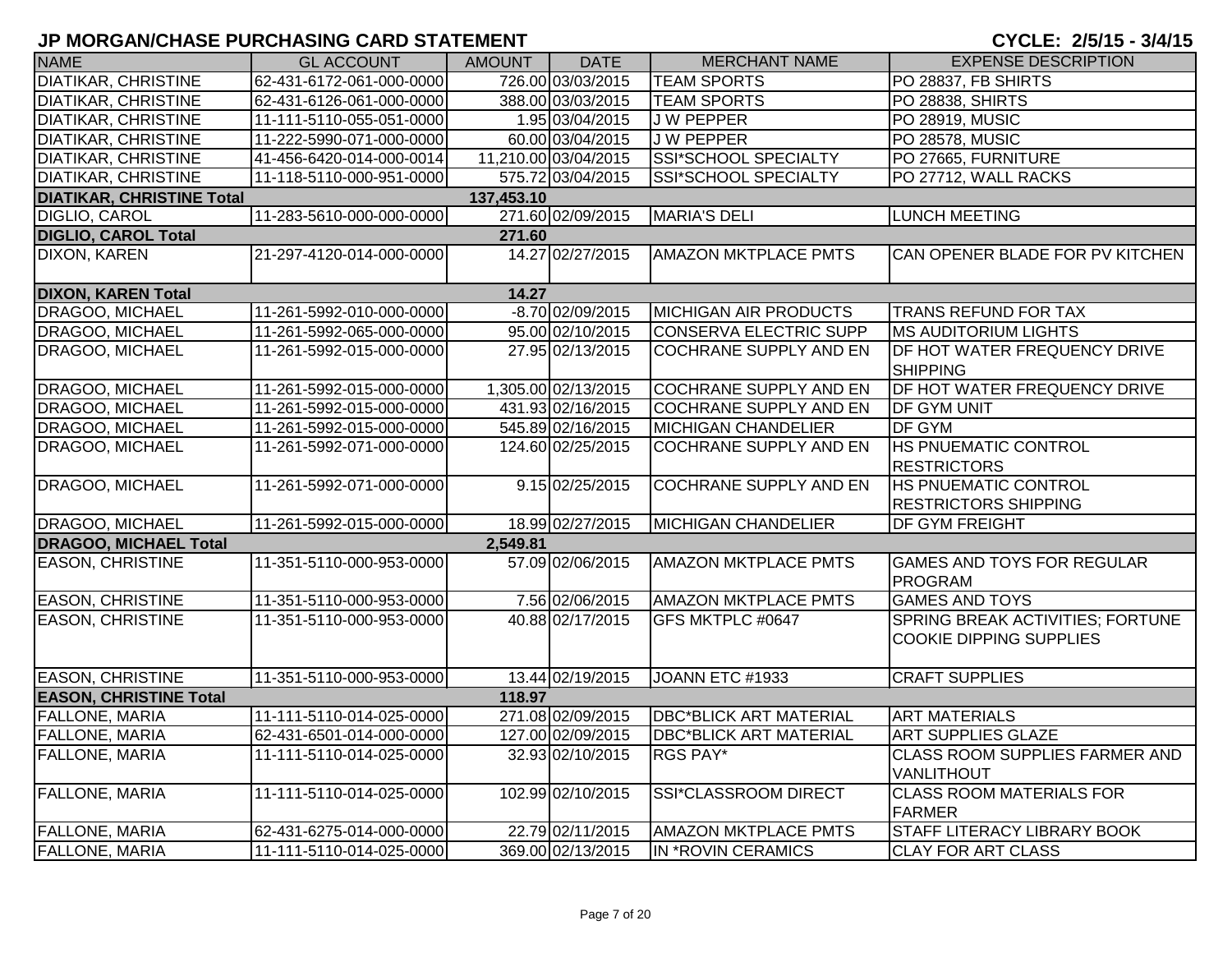## JP MORGAN/CHASE PURCHASING CARD STATEMENT

**CYCLE: 2/5/15 - 3/4/15**

| NAME | GL ACCOUNT | AMOUNT | DATE | MERCHANT NAME | EXPENSE DESCRIPTION |
|---|---|---|---|---|---|
| DIATIKAR, CHRISTINE | 62-431-6172-061-000-0000 | 726.00 | 03/03/2015 | TEAM SPORTS | PO 28837, FB SHIRTS |
| DIATIKAR, CHRISTINE | 62-431-6126-061-000-0000 | 388.00 | 03/03/2015 | TEAM SPORTS | PO 28838, SHIRTS |
| DIATIKAR, CHRISTINE | 11-111-5110-055-051-0000 | 1.95 | 03/04/2015 | J W PEPPER | PO 28919, MUSIC |
| DIATIKAR, CHRISTINE | 11-222-5990-071-000-0000 | 60.00 | 03/04/2015 | J W PEPPER | PO 28578, MUSIC |
| DIATIKAR, CHRISTINE | 41-456-6420-014-000-0014 | 11,210.00 | 03/04/2015 | SSI*SCHOOL SPECIALTY | PO 27665, FURNITURE |
| DIATIKAR, CHRISTINE | 11-118-5110-000-951-0000 | 575.72 | 03/04/2015 | SSI*SCHOOL SPECIALTY | PO 27712, WALL RACKS |
| **DIATIKAR, CHRISTINE Total** | | **137,453.10** | | | |
| DIGLIO, CAROL | 11-283-5610-000-000-0000 | 271.60 | 02/09/2015 | MARIA'S DELI | LUNCH MEETING |
| **DIGLIO, CAROL Total** | | **271.60** | | | |
| DIXON, KAREN | 21-297-4120-014-000-0000 | 14.27 | 02/27/2015 | AMAZON MKTPLACE PMTS | CAN OPENER BLADE FOR PV KITCHEN |
| **DIXON, KAREN Total** | | **14.27** | | | |
| DRAGOO, MICHAEL | 11-261-5992-010-000-0000 | -8.70 | 02/09/2015 | MICHIGAN AIR PRODUCTS | TRANS REFUND FOR TAX |
| DRAGOO, MICHAEL | 11-261-5992-065-000-0000 | 95.00 | 02/10/2015 | CONSERVA ELECTRIC SUPP | MS AUDITORIUM LIGHTS |
| DRAGOO, MICHAEL | 11-261-5992-015-000-0000 | 27.95 | 02/13/2015 | COCHRANE SUPPLY AND EN | DF HOT WATER FREQUENCY DRIVE SHIPPING |
| DRAGOO, MICHAEL | 11-261-5992-015-000-0000 | 1,305.00 | 02/13/2015 | COCHRANE SUPPLY AND EN | DF HOT WATER FREQUENCY DRIVE |
| DRAGOO, MICHAEL | 11-261-5992-015-000-0000 | 431.93 | 02/16/2015 | COCHRANE SUPPLY AND EN | DF GYM UNIT |
| DRAGOO, MICHAEL | 11-261-5992-015-000-0000 | 545.89 | 02/16/2015 | MICHIGAN CHANDELIER | DF GYM |
| DRAGOO, MICHAEL | 11-261-5992-071-000-0000 | 124.60 | 02/25/2015 | COCHRANE SUPPLY AND EN | HS PNUEMATIC CONTROL RESTRICTORS |
| DRAGOO, MICHAEL | 11-261-5992-071-000-0000 | 9.15 | 02/25/2015 | COCHRANE SUPPLY AND EN | HS PNUEMATIC CONTROL RESTRICTORS SHIPPING |
| DRAGOO, MICHAEL | 11-261-5992-015-000-0000 | 18.99 | 02/27/2015 | MICHIGAN CHANDELIER | DF GYM FREIGHT |
| **DRAGOO, MICHAEL Total** | | **2,549.81** | | | |
| EASON, CHRISTINE | 11-351-5110-000-953-0000 | 57.09 | 02/06/2015 | AMAZON MKTPLACE PMTS | GAMES AND TOYS FOR REGULAR PROGRAM |
| EASON, CHRISTINE | 11-351-5110-000-953-0000 | 7.56 | 02/06/2015 | AMAZON MKTPLACE PMTS | GAMES AND TOYS |
| EASON, CHRISTINE | 11-351-5110-000-953-0000 | 40.88 | 02/17/2015 | GFS MKTPLC #0647 | SPRING BREAK ACTIVITIES; FORTUNE COOKIE DIPPING SUPPLIES |
| EASON, CHRISTINE | 11-351-5110-000-953-0000 | 13.44 | 02/19/2015 | JOANN ETC #1933 | CRAFT SUPPLIES |
| **EASON, CHRISTINE Total** | | **118.97** | | | |
| FALLONE, MARIA | 11-111-5110-014-025-0000 | 271.08 | 02/09/2015 | DBC*BLICK ART MATERIAL | ART MATERIALS |
| FALLONE, MARIA | 62-431-6501-014-000-0000 | 127.00 | 02/09/2015 | DBC*BLICK ART MATERIAL | ART SUPPLIES GLAZE |
| FALLONE, MARIA | 11-111-5110-014-025-0000 | 32.93 | 02/10/2015 | RGS PAY* | CLASS ROOM SUPPLIES FARMER AND VANLITHOUT |
| FALLONE, MARIA | 11-111-5110-014-025-0000 | 102.99 | 02/10/2015 | SSI*CLASSROOM DIRECT | CLASS ROOM MATERIALS FOR FARMER |
| FALLONE, MARIA | 62-431-6275-014-000-0000 | 22.79 | 02/11/2015 | AMAZON MKTPLACE PMTS | STAFF LITERACY LIBRARY BOOK |
| FALLONE, MARIA | 11-111-5110-014-025-0000 | 369.00 | 02/13/2015 | IN *ROVIN CERAMICS | CLAY FOR ART CLASS |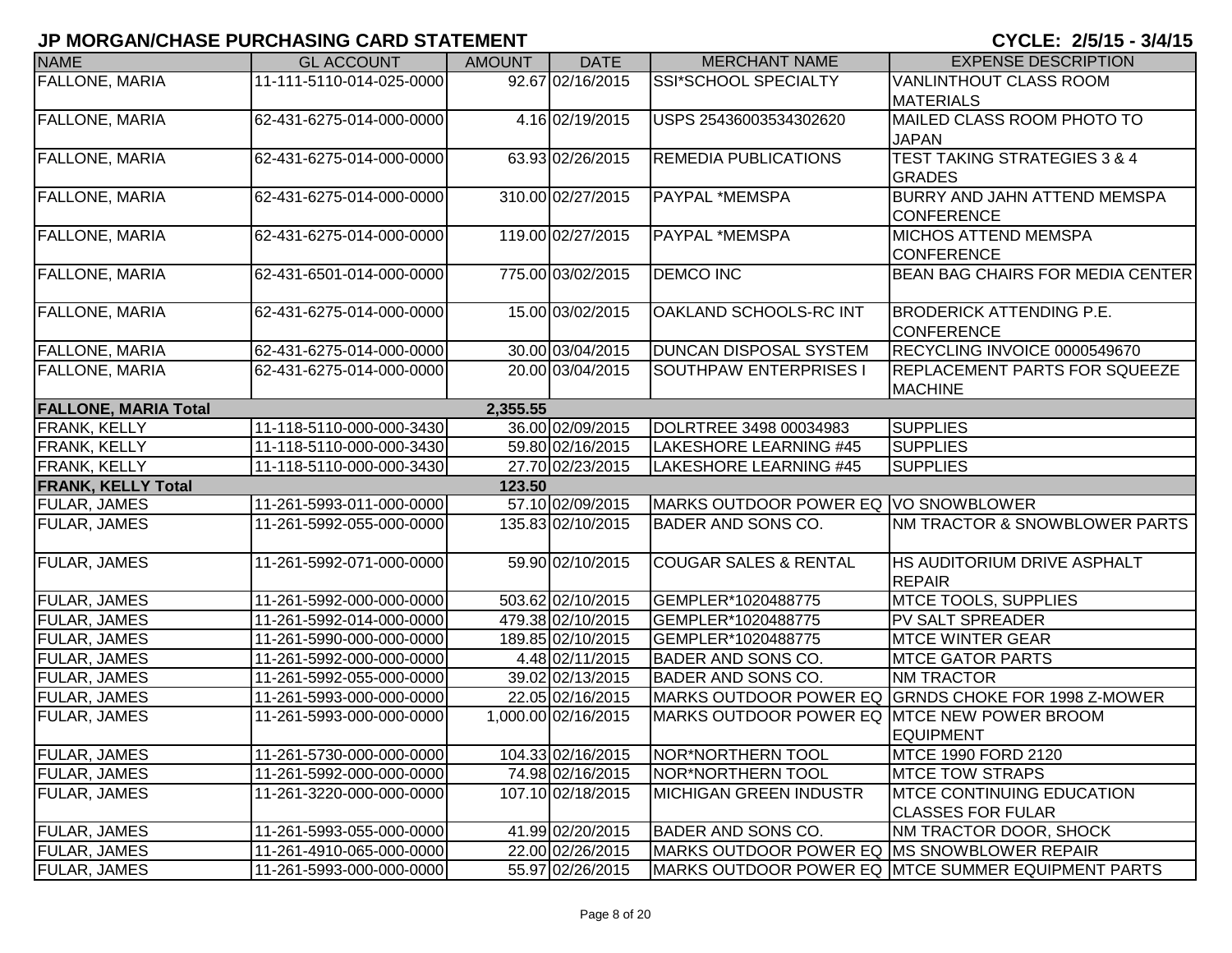# JP MORGAN/CHASE PURCHASING CARD STATEMENT

**CYCLE: 2/5/15 - 3/4/15**

| NAME | GL ACCOUNT | AMOUNT | DATE | MERCHANT NAME | EXPENSE DESCRIPTION |
|---|---|---|---|---|---|
| FALLONE, MARIA | 11-111-5110-014-025-0000 | 92.67 | 02/16/2015 | SSI*SCHOOL SPECIALTY | VANLINTHOUT CLASS ROOM MATERIALS |
| FALLONE, MARIA | 62-431-6275-014-000-0000 | 4.16 | 02/19/2015 | USPS 25436003534302620 | MAILED CLASS ROOM PHOTO TO JAPAN |
| FALLONE, MARIA | 62-431-6275-014-000-0000 | 63.93 | 02/26/2015 | REMEDIA PUBLICATIONS | TEST TAKING STRATEGIES 3 & 4 GRADES |
| FALLONE, MARIA | 62-431-6275-014-000-0000 | 310.00 | 02/27/2015 | PAYPAL *MEMSPA | BURRY AND JAHN ATTEND MEMSPA CONFERENCE |
| FALLONE, MARIA | 62-431-6275-014-000-0000 | 119.00 | 02/27/2015 | PAYPAL *MEMSPA | MICHOS ATTEND MEMSPA CONFERENCE |
| FALLONE, MARIA | 62-431-6501-014-000-0000 | 775.00 | 03/02/2015 | DEMCO INC | BEAN BAG CHAIRS FOR MEDIA CENTER |
| FALLONE, MARIA | 62-431-6275-014-000-0000 | 15.00 | 03/02/2015 | OAKLAND SCHOOLS-RC INT | BRODERICK ATTENDING P.E. CONFERENCE |
| FALLONE, MARIA | 62-431-6275-014-000-0000 | 30.00 | 03/04/2015 | DUNCAN DISPOSAL SYSTEM | RECYCLING INVOICE 0000549670 |
| FALLONE, MARIA | 62-431-6275-014-000-0000 | 20.00 | 03/04/2015 | SOUTHPAW ENTERPRISES I | REPLACEMENT PARTS FOR SQUEEZE MACHINE |
| **FALLONE, MARIA Total** | | **2,355.55** | | | |
| FRANK, KELLY | 11-118-5110-000-000-3430 | 36.00 | 02/09/2015 | DOLRTREE 3498 00034983 | SUPPLIES |
| FRANK, KELLY | 11-118-5110-000-000-3430 | 59.80 | 02/16/2015 | LAKESHORE LEARNING #45 | SUPPLIES |
| FRANK, KELLY | 11-118-5110-000-000-3430 | 27.70 | 02/23/2015 | LAKESHORE LEARNING #45 | SUPPLIES |
| **FRANK, KELLY Total** | | **123.50** | | | |
| FULAR, JAMES | 11-261-5993-011-000-0000 | 57.10 | 02/09/2015 | MARKS OUTDOOR POWER EQ | VO SNOWBLOWER |
| FULAR, JAMES | 11-261-5992-055-000-0000 | 135.83 | 02/10/2015 | BADER AND SONS CO. | NM TRACTOR & SNOWBLOWER PARTS |
| FULAR, JAMES | 11-261-5992-071-000-0000 | 59.90 | 02/10/2015 | COUGAR SALES & RENTAL | HS AUDITORIUM DRIVE ASPHALT REPAIR |
| FULAR, JAMES | 11-261-5992-000-000-0000 | 503.62 | 02/10/2015 | GEMPLER*1020488775 | MTCE TOOLS, SUPPLIES |
| FULAR, JAMES | 11-261-5992-014-000-0000 | 479.38 | 02/10/2015 | GEMPLER*1020488775 | PV SALT SPREADER |
| FULAR, JAMES | 11-261-5990-000-000-0000 | 189.85 | 02/10/2015 | GEMPLER*1020488775 | MTCE WINTER GEAR |
| FULAR, JAMES | 11-261-5992-000-000-0000 | 4.48 | 02/11/2015 | BADER AND SONS CO. | MTCE GATOR PARTS |
| FULAR, JAMES | 11-261-5992-055-000-0000 | 39.02 | 02/13/2015 | BADER AND SONS CO. | NM TRACTOR |
| FULAR, JAMES | 11-261-5993-000-000-0000 | 22.05 | 02/16/2015 | MARKS OUTDOOR POWER EQ | GRNDS CHOKE FOR 1998 Z-MOWER |
| FULAR, JAMES | 11-261-5993-000-000-0000 | 1,000.00 | 02/16/2015 | MARKS OUTDOOR POWER EQ | MTCE NEW POWER BROOM EQUIPMENT |
| FULAR, JAMES | 11-261-5730-000-000-0000 | 104.33 | 02/16/2015 | NOR*NORTHERN TOOL | MTCE 1990 FORD 2120 |
| FULAR, JAMES | 11-261-5992-000-000-0000 | 74.98 | 02/16/2015 | NOR*NORTHERN TOOL | MTCE TOW STRAPS |
| FULAR, JAMES | 11-261-3220-000-000-0000 | 107.10 | 02/18/2015 | MICHIGAN GREEN INDUSTR | MTCE CONTINUING EDUCATION CLASSES FOR FULAR |
| FULAR, JAMES | 11-261-5993-055-000-0000 | 41.99 | 02/20/2015 | BADER AND SONS CO. | NM TRACTOR DOOR, SHOCK |
| FULAR, JAMES | 11-261-4910-065-000-0000 | 22.00 | 02/26/2015 | MARKS OUTDOOR POWER EQ | MS SNOWBLOWER REPAIR |
| FULAR, JAMES | 11-261-5993-000-000-0000 | 55.97 | 02/26/2015 | MARKS OUTDOOR POWER EQ | MTCE SUMMER EQUIPMENT PARTS |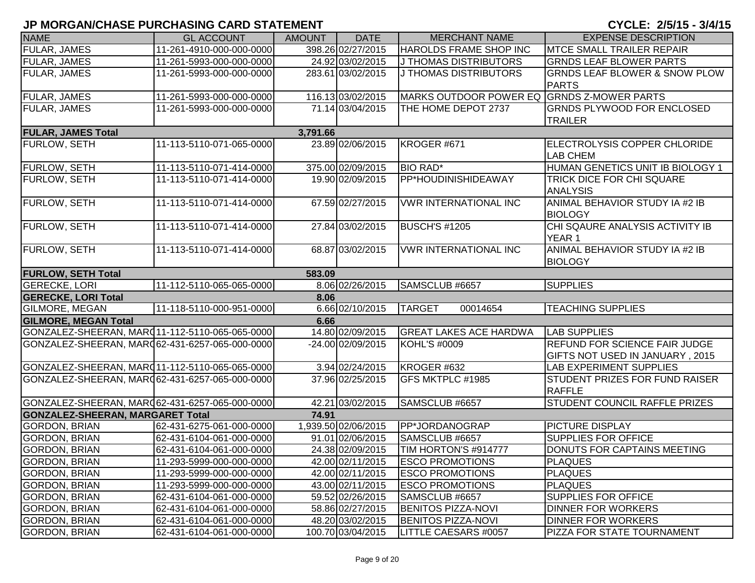# JP MORGAN/CHASE PURCHASING CARD STATEMENT

CYCLE: 2/5/15 - 3/4/15

| NAME | GL ACCOUNT | AMOUNT | DATE | MERCHANT NAME | EXPENSE DESCRIPTION |
|---|---|---|---|---|---|
| FULAR, JAMES | 11-261-4910-000-000-0000 | 398.26 | 02/27/2015 | HAROLDS FRAME SHOP INC | MTCE SMALL TRAILER REPAIR |
| FULAR, JAMES | 11-261-5993-000-000-0000 | 24.92 | 03/02/2015 | J THOMAS DISTRIBUTORS | GRNDS LEAF BLOWER PARTS |
| FULAR, JAMES | 11-261-5993-000-000-0000 | 283.61 | 03/02/2015 | J THOMAS DISTRIBUTORS | GRNDS LEAF BLOWER & SNOW PLOW PARTS |
| FULAR, JAMES | 11-261-5993-000-000-0000 | 116.13 | 03/02/2015 | MARKS OUTDOOR POWER EQ | GRNDS Z-MOWER PARTS |
| FULAR, JAMES | 11-261-5993-000-000-0000 | 71.14 | 03/04/2015 | THE HOME DEPOT 2737 | GRNDS PLYWOOD FOR ENCLOSED TRAILER |
| **FULAR, JAMES Total** | | **3,791.66** | | | |
| FURLOW, SETH | 11-113-5110-071-065-0000 | 23.89 | 02/06/2015 | KROGER #671 | ELECTROLYSIS COPPER CHLORIDE LAB CHEM |
| FURLOW, SETH | 11-113-5110-071-414-0000 | 375.00 | 02/09/2015 | BIO RAD* | HUMAN GENETICS UNIT IB BIOLOGY 1 |
| FURLOW, SETH | 11-113-5110-071-414-0000 | 19.90 | 02/09/2015 | PP*HOUDINISHIDEAWAY | TRICK DICE FOR CHI SQUARE ANALYSIS |
| FURLOW, SETH | 11-113-5110-071-414-0000 | 67.59 | 02/27/2015 | VWR INTERNATIONAL INC | ANIMAL BEHAVIOR STUDY IA #2 IB BIOLOGY |
| FURLOW, SETH | 11-113-5110-071-414-0000 | 27.84 | 03/02/2015 | BUSCH'S #1205 | CHI SQAURE ANALYSIS ACTIVITY IB YEAR 1 |
| FURLOW, SETH | 11-113-5110-071-414-0000 | 68.87 | 03/02/2015 | VWR INTERNATIONAL INC | ANIMAL BEHAVIOR STUDY IA #2 IB BIOLOGY |
| **FURLOW, SETH Total** | | **583.09** | | | |
| GERECKE, LORI | 11-112-5110-065-065-0000 | 8.06 | 02/26/2015 | SAMSCLUB #6657 | SUPPLIES |
| **GERECKE, LORI Total** | | **8.06** | | | |
| GILMORE, MEGAN | 11-118-5110-000-951-0000 | 6.66 | 02/10/2015 | TARGET 00014654 | TEACHING SUPPLIES |
| **GILMORE, MEGAN Total** | | **6.66** | | | |
| GONZALEZ-SHEERAN, MARG | 11-112-5110-065-065-0000 | 14.80 | 02/09/2015 | GREAT LAKES ACE HARDWA | LAB SUPPLIES |
| GONZALEZ-SHEERAN, MARG | 62-431-6257-065-000-0000 | -24.00 | 02/09/2015 | KOHL'S #0009 | REFUND FOR SCIENCE FAIR JUDGE GIFTS NOT USED IN JANUARY , 2015 |
| GONZALEZ-SHEERAN, MARG | 11-112-5110-065-065-0000 | 3.94 | 02/24/2015 | KROGER #632 | LAB EXPERIMENT SUPPLIES |
| GONZALEZ-SHEERAN, MARG | 62-431-6257-065-000-0000 | 37.96 | 02/25/2015 | GFS MKTPLC #1985 | STUDENT PRIZES FOR FUND RAISER RAFFLE |
| GONZALEZ-SHEERAN, MARG | 62-431-6257-065-000-0000 | 42.21 | 03/02/2015 | SAMSCLUB #6657 | STUDENT COUNCIL RAFFLE PRIZES |
| **GONZALEZ-SHEERAN, MARGARET Total** | | **74.91** | | | |
| GORDON, BRIAN | 62-431-6275-061-000-0000 | 1,939.50 | 02/06/2015 | PP*JORDANOGRAP | PICTURE DISPLAY |
| GORDON, BRIAN | 62-431-6104-061-000-0000 | 91.01 | 02/06/2015 | SAMSCLUB #6657 | SUPPLIES FOR OFFICE |
| GORDON, BRIAN | 62-431-6104-061-000-0000 | 24.38 | 02/09/2015 | TIM HORTON'S #914777 | DONUTS FOR CAPTAINS MEETING |
| GORDON, BRIAN | 11-293-5999-000-000-0000 | 42.00 | 02/11/2015 | ESCO PROMOTIONS | PLAQUES |
| GORDON, BRIAN | 11-293-5999-000-000-0000 | 42.00 | 02/11/2015 | ESCO PROMOTIONS | PLAQUES |
| GORDON, BRIAN | 11-293-5999-000-000-0000 | 43.00 | 02/11/2015 | ESCO PROMOTIONS | PLAQUES |
| GORDON, BRIAN | 62-431-6104-061-000-0000 | 59.52 | 02/26/2015 | SAMSCLUB #6657 | SUPPLIES FOR OFFICE |
| GORDON, BRIAN | 62-431-6104-061-000-0000 | 58.86 | 02/27/2015 | BENITOS PIZZA-NOVI | DINNER FOR WORKERS |
| GORDON, BRIAN | 62-431-6104-061-000-0000 | 48.20 | 03/02/2015 | BENITOS PIZZA-NOVI | DINNER FOR WORKERS |
| GORDON, BRIAN | 62-431-6104-061-000-0000 | 100.70 | 03/04/2015 | LITTLE CAESARS #0057 | PIZZA FOR STATE TOURNAMENT |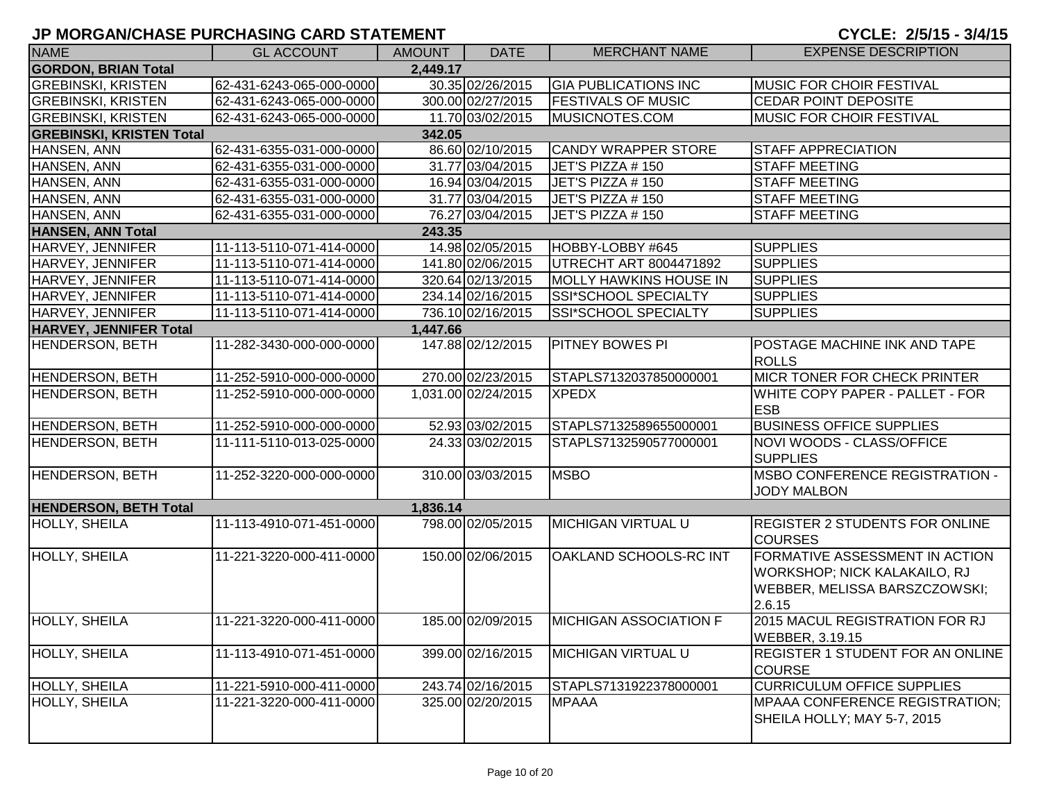## JP MORGAN/CHASE PURCHASING CARD STATEMENT

**CYCLE: 2/5/15 - 3/4/15**

| NAME | GL ACCOUNT | AMOUNT | DATE | MERCHANT NAME | EXPENSE DESCRIPTION |
|---|---|---|---|---|---|
| **GORDON, BRIAN Total** | | **2,449.17** | | | |
| GREBINSKI, KRISTEN | 62-431-6243-065-000-0000 | 30.35 | 02/26/2015 | GIA PUBLICATIONS INC | MUSIC FOR CHOIR FESTIVAL |
| GREBINSKI, KRISTEN | 62-431-6243-065-000-0000 | 300.00 | 02/27/2015 | FESTIVALS OF MUSIC | CEDAR POINT DEPOSITE |
| GREBINSKI, KRISTEN | 62-431-6243-065-000-0000 | 11.70 | 03/02/2015 | MUSICNOTES.COM | MUSIC FOR CHOIR FESTIVAL |
| **GREBINSKI, KRISTEN Total** | | **342.05** | | | |
| HANSEN, ANN | 62-431-6355-031-000-0000 | 86.60 | 02/10/2015 | CANDY WRAPPER STORE | STAFF APPRECIATION |
| HANSEN, ANN | 62-431-6355-031-000-0000 | 31.77 | 03/04/2015 | JET'S PIZZA # 150 | STAFF MEETING |
| HANSEN, ANN | 62-431-6355-031-000-0000 | 16.94 | 03/04/2015 | JET'S PIZZA # 150 | STAFF MEETING |
| HANSEN, ANN | 62-431-6355-031-000-0000 | 31.77 | 03/04/2015 | JET'S PIZZA # 150 | STAFF MEETING |
| HANSEN, ANN | 62-431-6355-031-000-0000 | 76.27 | 03/04/2015 | JET'S PIZZA # 150 | STAFF MEETING |
| **HANSEN, ANN Total** | | **243.35** | | | |
| HARVEY, JENNIFER | 11-113-5110-071-414-0000 | 14.98 | 02/05/2015 | HOBBY-LOBBY #645 | SUPPLIES |
| HARVEY, JENNIFER | 11-113-5110-071-414-0000 | 141.80 | 02/06/2015 | UTRECHT ART 8004471892 | SUPPLIES |
| HARVEY, JENNIFER | 11-113-5110-071-414-0000 | 320.64 | 02/13/2015 | MOLLY HAWKINS HOUSE IN | SUPPLIES |
| HARVEY, JENNIFER | 11-113-5110-071-414-0000 | 234.14 | 02/16/2015 | SSI*SCHOOL SPECIALTY | SUPPLIES |
| HARVEY, JENNIFER | 11-113-5110-071-414-0000 | 736.10 | 02/16/2015 | SSI*SCHOOL SPECIALTY | SUPPLIES |
| **HARVEY, JENNIFER Total** | | **1,447.66** | | | |
| HENDERSON, BETH | 11-282-3430-000-000-0000 | 147.88 | 02/12/2015 | PITNEY BOWES PI | POSTAGE MACHINE INK AND TAPE ROLLS |
| HENDERSON, BETH | 11-252-5910-000-000-0000 | 270.00 | 02/23/2015 | STAPLS7132037850000001 | MICR TONER FOR CHECK PRINTER |
| HENDERSON, BETH | 11-252-5910-000-000-0000 | 1,031.00 | 02/24/2015 | XPEDX | WHITE COPY PAPER - PALLET - FOR ESB |
| HENDERSON, BETH | 11-252-5910-000-000-0000 | 52.93 | 03/02/2015 | STAPLS7132589655000001 | BUSINESS OFFICE SUPPLIES |
| HENDERSON, BETH | 11-111-5110-013-025-0000 | 24.33 | 03/02/2015 | STAPLS7132590577000001 | NOVI WOODS - CLASS/OFFICE SUPPLIES |
| HENDERSON, BETH | 11-252-3220-000-000-0000 | 310.00 | 03/03/2015 | MSBO | MSBO CONFERENCE REGISTRATION - JODY MALBON |
| **HENDERSON, BETH Total** | | **1,836.14** | | | |
| HOLLY, SHEILA | 11-113-4910-071-451-0000 | 798.00 | 02/05/2015 | MICHIGAN VIRTUAL U | REGISTER 2 STUDENTS FOR ONLINE COURSES |
| HOLLY, SHEILA | 11-221-3220-000-411-0000 | 150.00 | 02/06/2015 | OAKLAND SCHOOLS-RC INT | FORMATIVE ASSESSMENT IN ACTION WORKSHOP; NICK KALAKAILO, RJ WEBBER, MELISSA BARSZCZOWSKI; 2.6.15 |
| HOLLY, SHEILA | 11-221-3220-000-411-0000 | 185.00 | 02/09/2015 | MICHIGAN ASSOCIATION F | 2015 MACUL REGISTRATION FOR RJ WEBBER, 3.19.15 |
| HOLLY, SHEILA | 11-113-4910-071-451-0000 | 399.00 | 02/16/2015 | MICHIGAN VIRTUAL U | REGISTER 1 STUDENT FOR AN ONLINE COURSE |
| HOLLY, SHEILA | 11-221-5910-000-411-0000 | 243.74 | 02/16/2015 | STAPLS7131922378000001 | CURRICULUM OFFICE SUPPLIES |
| HOLLY, SHEILA | 11-221-3220-000-411-0000 | 325.00 | 02/20/2015 | MPAAA | MPAAA CONFERENCE REGISTRATION; SHEILA HOLLY; MAY 5-7, 2015 |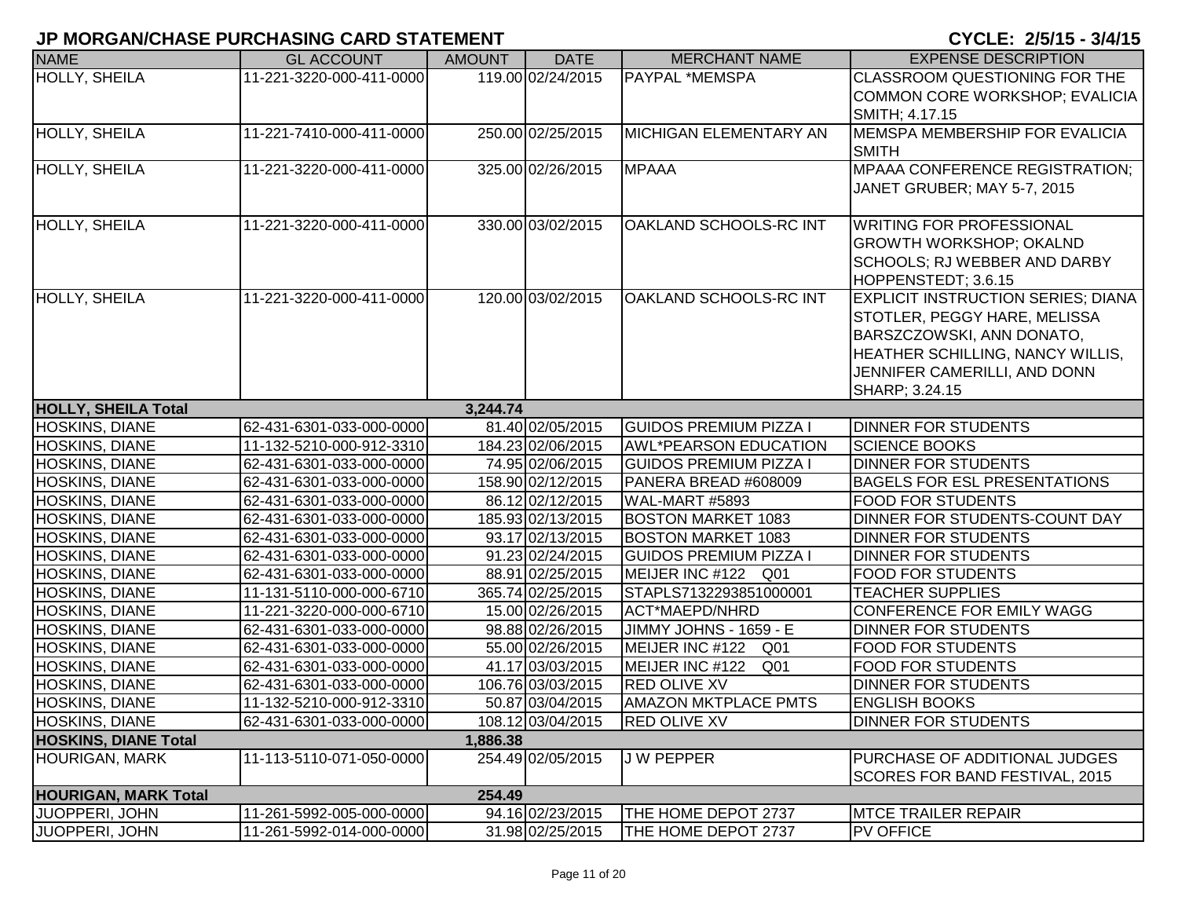# JP MORGAN/CHASE PURCHASING CARD STATEMENT

**CYCLE: 2/5/15 - 3/4/15**

| NAME | GL ACCOUNT | AMOUNT | DATE | MERCHANT NAME | EXPENSE DESCRIPTION |
|---|---|---|---|---|---|
| HOLLY, SHEILA | 11-221-3220-000-411-0000 | 119.00 | 02/24/2015 | PAYPAL *MEMSPA | CLASSROOM QUESTIONING FOR THE COMMON CORE WORKSHOP; EVALICIA SMITH; 4.17.15 |
| HOLLY, SHEILA | 11-221-7410-000-411-0000 | 250.00 | 02/25/2015 | MICHIGAN ELEMENTARY AN | MEMSPA MEMBERSHIP FOR EVALICIA SMITH |
| HOLLY, SHEILA | 11-221-3220-000-411-0000 | 325.00 | 02/26/2015 | MPAAA | MPAAA CONFERENCE REGISTRATION; JANET GRUBER; MAY 5-7, 2015 |
| HOLLY, SHEILA | 11-221-3220-000-411-0000 | 330.00 | 03/02/2015 | OAKLAND SCHOOLS-RC INT | WRITING FOR PROFESSIONAL GROWTH WORKSHOP; OKALND SCHOOLS; RJ WEBBER AND DARBY HOPPENSTEDT; 3.6.15 |
| HOLLY, SHEILA | 11-221-3220-000-411-0000 | 120.00 | 03/02/2015 | OAKLAND SCHOOLS-RC INT | EXPLICIT INSTRUCTION SERIES; DIANA STOTLER, PEGGY HARE, MELISSA BARSZCZOWSKI, ANN DONATO, HEATHER SCHILLING, NANCY WILLIS, JENNIFER CAMERILLI, AND DONN SHARP; 3.24.15 |
| **HOLLY, SHEILA Total** | | **3,244.74** | | | |
| HOSKINS, DIANE | 62-431-6301-033-000-0000 | 81.40 | 02/05/2015 | GUIDOS PREMIUM PIZZA I | DINNER FOR STUDENTS |
| HOSKINS, DIANE | 11-132-5210-000-912-3310 | 184.23 | 02/06/2015 | AWL*PEARSON EDUCATION | SCIENCE BOOKS |
| HOSKINS, DIANE | 62-431-6301-033-000-0000 | 74.95 | 02/06/2015 | GUIDOS PREMIUM PIZZA I | DINNER FOR STUDENTS |
| HOSKINS, DIANE | 62-431-6301-033-000-0000 | 158.90 | 02/12/2015 | PANERA BREAD #608009 | BAGELS FOR ESL PRESENTATIONS |
| HOSKINS, DIANE | 62-431-6301-033-000-0000 | 86.12 | 02/12/2015 | WAL-MART #5893 | FOOD FOR STUDENTS |
| HOSKINS, DIANE | 62-431-6301-033-000-0000 | 185.93 | 02/13/2015 | BOSTON MARKET 1083 | DINNER FOR STUDENTS-COUNT DAY |
| HOSKINS, DIANE | 62-431-6301-033-000-0000 | 93.17 | 02/13/2015 | BOSTON MARKET 1083 | DINNER FOR STUDENTS |
| HOSKINS, DIANE | 62-431-6301-033-000-0000 | 91.23 | 02/24/2015 | GUIDOS PREMIUM PIZZA I | DINNER FOR STUDENTS |
| HOSKINS, DIANE | 62-431-6301-033-000-0000 | 88.91 | 02/25/2015 | MEIJER INC #122 Q01 | FOOD FOR STUDENTS |
| HOSKINS, DIANE | 11-131-5110-000-000-6710 | 365.74 | 02/25/2015 | STAPLS7132293851000001 | TEACHER SUPPLIES |
| HOSKINS, DIANE | 11-221-3220-000-000-6710 | 15.00 | 02/26/2015 | ACT*MAEPD/NHRD | CONFERENCE FOR EMILY WAGG |
| HOSKINS, DIANE | 62-431-6301-033-000-0000 | 98.88 | 02/26/2015 | JIMMY JOHNS - 1659 - E | DINNER FOR STUDENTS |
| HOSKINS, DIANE | 62-431-6301-033-000-0000 | 55.00 | 02/26/2015 | MEIJER INC #122 Q01 | FOOD FOR STUDENTS |
| HOSKINS, DIANE | 62-431-6301-033-000-0000 | 41.17 | 03/03/2015 | MEIJER INC #122 Q01 | FOOD FOR STUDENTS |
| HOSKINS, DIANE | 62-431-6301-033-000-0000 | 106.76 | 03/03/2015 | RED OLIVE XV | DINNER FOR STUDENTS |
| HOSKINS, DIANE | 11-132-5210-000-912-3310 | 50.87 | 03/04/2015 | AMAZON MKTPLACE PMTS | ENGLISH BOOKS |
| HOSKINS, DIANE | 62-431-6301-033-000-0000 | 108.12 | 03/04/2015 | RED OLIVE XV | DINNER FOR STUDENTS |
| **HOSKINS, DIANE Total** | | **1,886.38** | | | |
| HOURIGAN, MARK | 11-113-5110-071-050-0000 | 254.49 | 02/05/2015 | J W PEPPER | PURCHASE OF ADDITIONAL JUDGES SCORES FOR BAND FESTIVAL, 2015 |
| **HOURIGAN, MARK Total** | | **254.49** | | | |
| JUOPPERI, JOHN | 11-261-5992-005-000-0000 | 94.16 | 02/23/2015 | THE HOME DEPOT 2737 | MTCE TRAILER REPAIR |
| JUOPPERI, JOHN | 11-261-5992-014-000-0000 | 31.98 | 02/25/2015 | THE HOME DEPOT 2737 | PV OFFICE |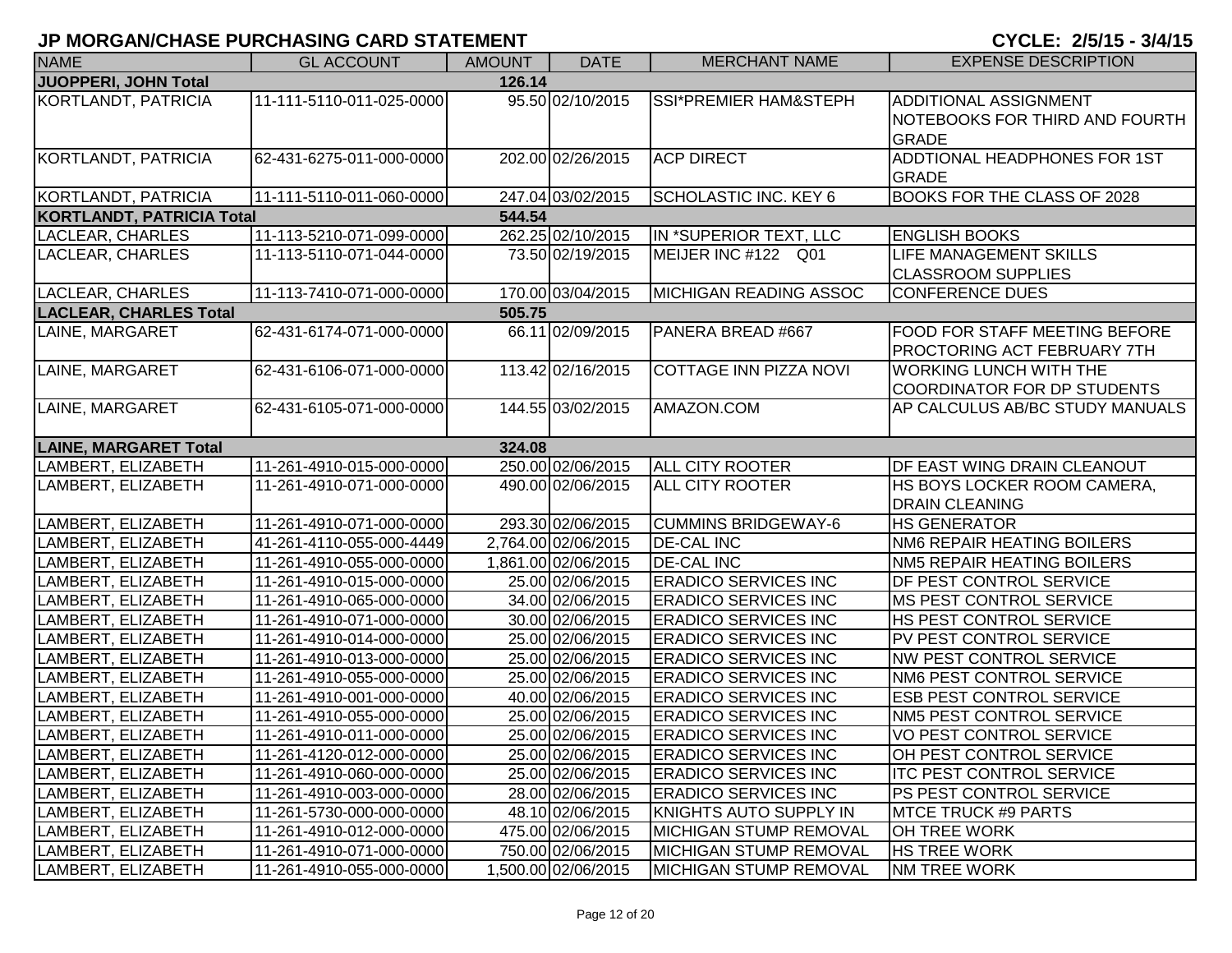## JP MORGAN/CHASE PURCHASING CARD STATEMENT

**CYCLE: 2/5/15 - 3/4/15**

| NAME | GL ACCOUNT | AMOUNT | DATE | MERCHANT NAME | EXPENSE DESCRIPTION |
|---|---|---|---|---|---|
| **JUOPPERI, JOHN Total** | | **126.14** | | | |
| KORTLANDT, PATRICIA | 11-111-5110-011-025-0000 | 95.50 | 02/10/2015 | SSI*PREMIER HAM&STEPH | ADDITIONAL ASSIGNMENT NOTEBOOKS FOR THIRD AND FOURTH GRADE |
| KORTLANDT, PATRICIA | 62-431-6275-011-000-0000 | 202.00 | 02/26/2015 | ACP DIRECT | ADDTIONAL HEADPHONES FOR 1ST GRADE |
| KORTLANDT, PATRICIA | 11-111-5110-011-060-0000 | 247.04 | 03/02/2015 | SCHOLASTIC INC. KEY 6 | BOOKS FOR THE CLASS OF 2028 |
| **KORTLANDT, PATRICIA Total** | | **544.54** | | | |
| LACLEAR, CHARLES | 11-113-5210-071-099-0000 | 262.25 | 02/10/2015 | IN *SUPERIOR TEXT, LLC | ENGLISH BOOKS |
| LACLEAR, CHARLES | 11-113-5110-071-044-0000 | 73.50 | 02/19/2015 | MEIJER INC #122 Q01 | LIFE MANAGEMENT SKILLS CLASSROOM SUPPLIES |
| LACLEAR, CHARLES | 11-113-7410-071-000-0000 | 170.00 | 03/04/2015 | MICHIGAN READING ASSOC | CONFERENCE DUES |
| **LACLEAR, CHARLES Total** | | **505.75** | | | |
| LAINE, MARGARET | 62-431-6174-071-000-0000 | 66.11 | 02/09/2015 | PANERA BREAD #667 | FOOD FOR STAFF MEETING BEFORE PROCTORING ACT FEBRUARY 7TH |
| LAINE, MARGARET | 62-431-6106-071-000-0000 | 113.42 | 02/16/2015 | COTTAGE INN PIZZA NOVI | WORKING LUNCH WITH THE COORDINATOR FOR DP STUDENTS |
| LAINE, MARGARET | 62-431-6105-071-000-0000 | 144.55 | 03/02/2015 | AMAZON.COM | AP CALCULUS AB/BC STUDY MANUALS |
| **LAINE, MARGARET Total** | | **324.08** | | | |
| LAMBERT, ELIZABETH | 11-261-4910-015-000-0000 | 250.00 | 02/06/2015 | ALL CITY ROOTER | DF EAST WING DRAIN CLEANOUT |
| LAMBERT, ELIZABETH | 11-261-4910-071-000-0000 | 490.00 | 02/06/2015 | ALL CITY ROOTER | HS BOYS LOCKER ROOM CAMERA, DRAIN CLEANING |
| LAMBERT, ELIZABETH | 11-261-4910-071-000-0000 | 293.30 | 02/06/2015 | CUMMINS BRIDGEWAY-6 | HS GENERATOR |
| LAMBERT, ELIZABETH | 41-261-4110-055-000-4449 | 2,764.00 | 02/06/2015 | DE-CAL INC | NM6 REPAIR HEATING BOILERS |
| LAMBERT, ELIZABETH | 11-261-4910-055-000-0000 | 1,861.00 | 02/06/2015 | DE-CAL INC | NM5 REPAIR HEATING BOILERS |
| LAMBERT, ELIZABETH | 11-261-4910-015-000-0000 | 25.00 | 02/06/2015 | ERADICO SERVICES INC | DF PEST CONTROL SERVICE |
| LAMBERT, ELIZABETH | 11-261-4910-065-000-0000 | 34.00 | 02/06/2015 | ERADICO SERVICES INC | MS PEST CONTROL SERVICE |
| LAMBERT, ELIZABETH | 11-261-4910-071-000-0000 | 30.00 | 02/06/2015 | ERADICO SERVICES INC | HS PEST CONTROL SERVICE |
| LAMBERT, ELIZABETH | 11-261-4910-014-000-0000 | 25.00 | 02/06/2015 | ERADICO SERVICES INC | PV PEST CONTROL SERVICE |
| LAMBERT, ELIZABETH | 11-261-4910-013-000-0000 | 25.00 | 02/06/2015 | ERADICO SERVICES INC | NW PEST CONTROL SERVICE |
| LAMBERT, ELIZABETH | 11-261-4910-055-000-0000 | 25.00 | 02/06/2015 | ERADICO SERVICES INC | NM6 PEST CONTROL SERVICE |
| LAMBERT, ELIZABETH | 11-261-4910-001-000-0000 | 40.00 | 02/06/2015 | ERADICO SERVICES INC | ESB PEST CONTROL SERVICE |
| LAMBERT, ELIZABETH | 11-261-4910-055-000-0000 | 25.00 | 02/06/2015 | ERADICO SERVICES INC | NM5 PEST CONTROL SERVICE |
| LAMBERT, ELIZABETH | 11-261-4910-011-000-0000 | 25.00 | 02/06/2015 | ERADICO SERVICES INC | VO PEST CONTROL SERVICE |
| LAMBERT, ELIZABETH | 11-261-4120-012-000-0000 | 25.00 | 02/06/2015 | ERADICO SERVICES INC | OH PEST CONTROL SERVICE |
| LAMBERT, ELIZABETH | 11-261-4910-060-000-0000 | 25.00 | 02/06/2015 | ERADICO SERVICES INC | ITC PEST CONTROL SERVICE |
| LAMBERT, ELIZABETH | 11-261-4910-003-000-0000 | 28.00 | 02/06/2015 | ERADICO SERVICES INC | PS PEST CONTROL SERVICE |
| LAMBERT, ELIZABETH | 11-261-5730-000-000-0000 | 48.10 | 02/06/2015 | KNIGHTS AUTO SUPPLY IN | MTCE TRUCK #9 PARTS |
| LAMBERT, ELIZABETH | 11-261-4910-012-000-0000 | 475.00 | 02/06/2015 | MICHIGAN STUMP REMOVAL | OH TREE WORK |
| LAMBERT, ELIZABETH | 11-261-4910-071-000-0000 | 750.00 | 02/06/2015 | MICHIGAN STUMP REMOVAL | HS TREE WORK |
| LAMBERT, ELIZABETH | 11-261-4910-055-000-0000 | 1,500.00 | 02/06/2015 | MICHIGAN STUMP REMOVAL | NM TREE WORK |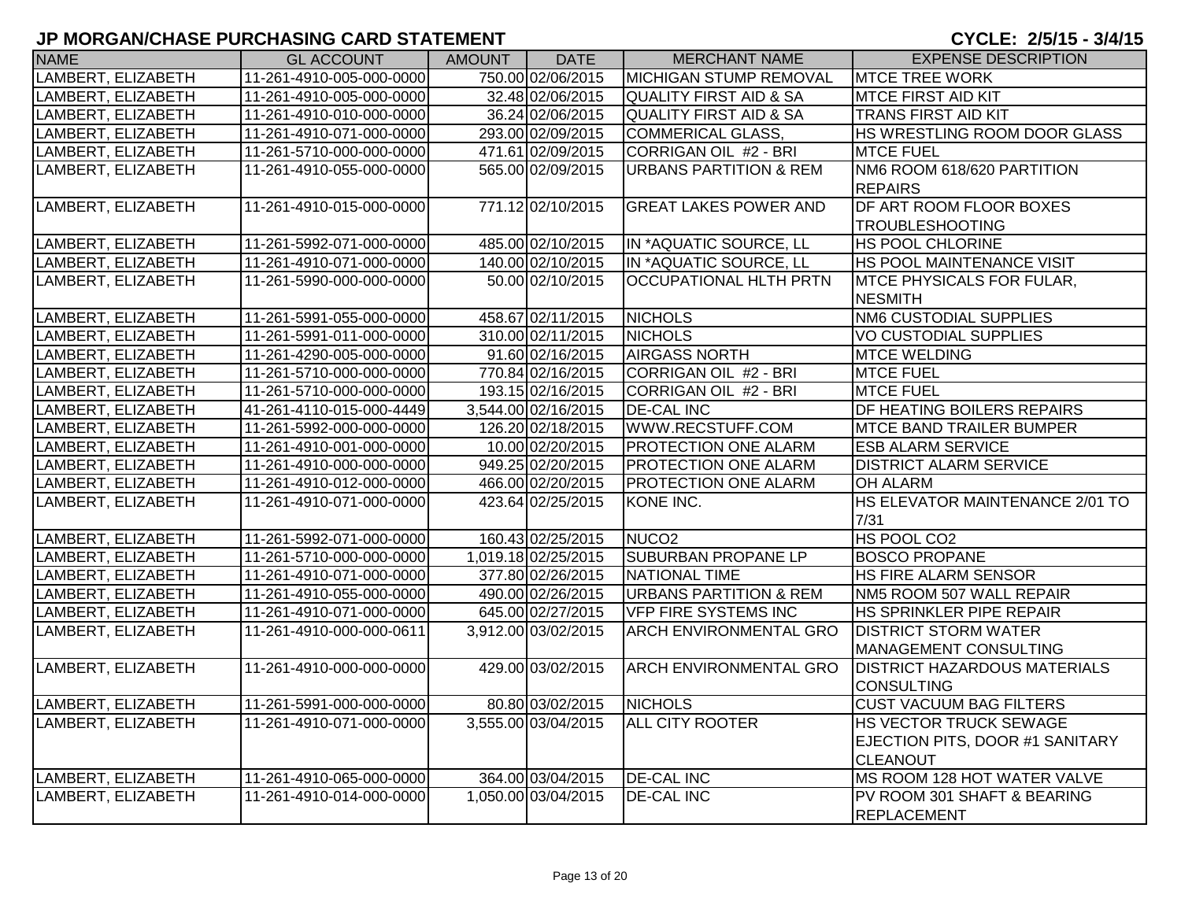# JP MORGAN/CHASE PURCHASING CARD STATEMENT

**CYCLE: 2/5/15 - 3/4/15**

| NAME | GL ACCOUNT | AMOUNT | DATE | MERCHANT NAME | EXPENSE DESCRIPTION |
|---|---|---|---|---|---|
| LAMBERT, ELIZABETH | 11-261-4910-005-000-0000 | 750.00 | 02/06/2015 | MICHIGAN STUMP REMOVAL | MTCE TREE WORK |
| LAMBERT, ELIZABETH | 11-261-4910-005-000-0000 | 32.48 | 02/06/2015 | QUALITY FIRST AID & SA | MTCE FIRST AID KIT |
| LAMBERT, ELIZABETH | 11-261-4910-010-000-0000 | 36.24 | 02/06/2015 | QUALITY FIRST AID & SA | TRANS FIRST AID KIT |
| LAMBERT, ELIZABETH | 11-261-4910-071-000-0000 | 293.00 | 02/09/2015 | COMMERICAL GLASS, | HS WRESTLING ROOM DOOR GLASS |
| LAMBERT, ELIZABETH | 11-261-5710-000-000-0000 | 471.61 | 02/09/2015 | CORRIGAN OIL #2 - BRI | MTCE FUEL |
| LAMBERT, ELIZABETH | 11-261-4910-055-000-0000 | 565.00 | 02/09/2015 | URBANS PARTITION & REM | NM6 ROOM 618/620 PARTITION REPAIRS |
| LAMBERT, ELIZABETH | 11-261-4910-015-000-0000 | 771.12 | 02/10/2015 | GREAT LAKES POWER AND | DF ART ROOM FLOOR BOXES TROUBLESHOOTING |
| LAMBERT, ELIZABETH | 11-261-5992-071-000-0000 | 485.00 | 02/10/2015 | IN *AQUATIC SOURCE, LL | HS POOL CHLORINE |
| LAMBERT, ELIZABETH | 11-261-4910-071-000-0000 | 140.00 | 02/10/2015 | IN *AQUATIC SOURCE, LL | HS POOL MAINTENANCE VISIT |
| LAMBERT, ELIZABETH | 11-261-5990-000-000-0000 | 50.00 | 02/10/2015 | OCCUPATIONAL HLTH PRTN | MTCE PHYSICALS FOR FULAR, NESMITH |
| LAMBERT, ELIZABETH | 11-261-5991-055-000-0000 | 458.67 | 02/11/2015 | NICHOLS | NM6 CUSTODIAL SUPPLIES |
| LAMBERT, ELIZABETH | 11-261-5991-011-000-0000 | 310.00 | 02/11/2015 | NICHOLS | VO CUSTODIAL SUPPLIES |
| LAMBERT, ELIZABETH | 11-261-4290-005-000-0000 | 91.60 | 02/16/2015 | AIRGASS NORTH | MTCE WELDING |
| LAMBERT, ELIZABETH | 11-261-5710-000-000-0000 | 770.84 | 02/16/2015 | CORRIGAN OIL #2 - BRI | MTCE FUEL |
| LAMBERT, ELIZABETH | 11-261-5710-000-000-0000 | 193.15 | 02/16/2015 | CORRIGAN OIL #2 - BRI | MTCE FUEL |
| LAMBERT, ELIZABETH | 41-261-4110-015-000-4449 | 3,544.00 | 02/16/2015 | DE-CAL INC | DF HEATING BOILERS REPAIRS |
| LAMBERT, ELIZABETH | 11-261-5992-000-000-0000 | 126.20 | 02/18/2015 | WWW.RECSTUFF.COM | MTCE BAND TRAILER BUMPER |
| LAMBERT, ELIZABETH | 11-261-4910-001-000-0000 | 10.00 | 02/20/2015 | PROTECTION ONE ALARM | ESB ALARM SERVICE |
| LAMBERT, ELIZABETH | 11-261-4910-000-000-0000 | 949.25 | 02/20/2015 | PROTECTION ONE ALARM | DISTRICT ALARM SERVICE |
| LAMBERT, ELIZABETH | 11-261-4910-012-000-0000 | 466.00 | 02/20/2015 | PROTECTION ONE ALARM | OH ALARM |
| LAMBERT, ELIZABETH | 11-261-4910-071-000-0000 | 423.64 | 02/25/2015 | KONE INC. | HS ELEVATOR MAINTENANCE 2/01 TO 7/31 |
| LAMBERT, ELIZABETH | 11-261-5992-071-000-0000 | 160.43 | 02/25/2015 | NUCO2 | HS POOL CO2 |
| LAMBERT, ELIZABETH | 11-261-5710-000-000-0000 | 1,019.18 | 02/25/2015 | SUBURBAN PROPANE LP | BOSCO PROPANE |
| LAMBERT, ELIZABETH | 11-261-4910-071-000-0000 | 377.80 | 02/26/2015 | NATIONAL TIME | HS FIRE ALARM SENSOR |
| LAMBERT, ELIZABETH | 11-261-4910-055-000-0000 | 490.00 | 02/26/2015 | URBANS PARTITION & REM | NM5 ROOM 507 WALL REPAIR |
| LAMBERT, ELIZABETH | 11-261-4910-071-000-0000 | 645.00 | 02/27/2015 | VFP FIRE SYSTEMS INC | HS SPRINKLER PIPE REPAIR |
| LAMBERT, ELIZABETH | 11-261-4910-000-000-0611 | 3,912.00 | 03/02/2015 | ARCH ENVIRONMENTAL GRO | DISTRICT STORM WATER MANAGEMENT CONSULTING |
| LAMBERT, ELIZABETH | 11-261-4910-000-000-0000 | 429.00 | 03/02/2015 | ARCH ENVIRONMENTAL GRO | DISTRICT HAZARDOUS MATERIALS CONSULTING |
| LAMBERT, ELIZABETH | 11-261-5991-000-000-0000 | 80.80 | 03/02/2015 | NICHOLS | CUST VACUUM BAG FILTERS |
| LAMBERT, ELIZABETH | 11-261-4910-071-000-0000 | 3,555.00 | 03/04/2015 | ALL CITY ROOTER | HS VECTOR TRUCK SEWAGE EJECTION PITS, DOOR #1 SANITARY CLEANOUT |
| LAMBERT, ELIZABETH | 11-261-4910-065-000-0000 | 364.00 | 03/04/2015 | DE-CAL INC | MS ROOM 128 HOT WATER VALVE |
| LAMBERT, ELIZABETH | 11-261-4910-014-000-0000 | 1,050.00 | 03/04/2015 | DE-CAL INC | PV ROOM 301 SHAFT & BEARING REPLACEMENT |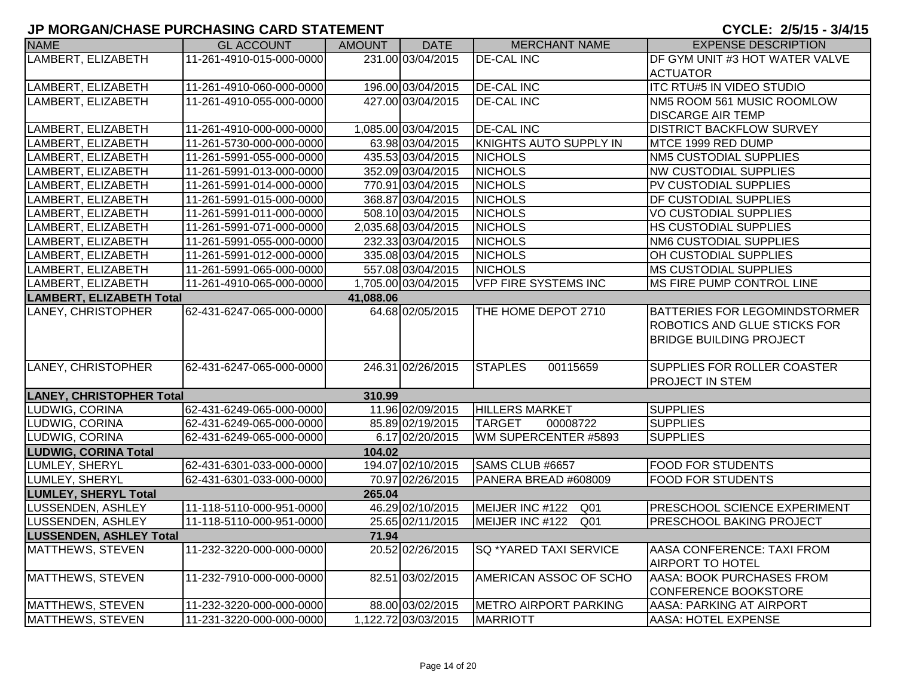# JP MORGAN/CHASE PURCHASING CARD STATEMENT

**CYCLE: 2/5/15 - 3/4/15**

| NAME | GL ACCOUNT | AMOUNT | DATE | MERCHANT NAME | EXPENSE DESCRIPTION |
|---|---|---|---|---|---|
| LAMBERT, ELIZABETH | 11-261-4910-015-000-0000 | 231.00 | 03/04/2015 | DE-CAL INC | DF GYM UNIT #3 HOT WATER VALVE ACTUATOR |
| LAMBERT, ELIZABETH | 11-261-4910-060-000-0000 | 196.00 | 03/04/2015 | DE-CAL INC | ITC RTU#5 IN VIDEO STUDIO |
| LAMBERT, ELIZABETH | 11-261-4910-055-000-0000 | 427.00 | 03/04/2015 | DE-CAL INC | NM5 ROOM 561 MUSIC ROOMLOW DISCARGE AIR TEMP |
| LAMBERT, ELIZABETH | 11-261-4910-000-000-0000 | 1,085.00 | 03/04/2015 | DE-CAL INC | DISTRICT BACKFLOW SURVEY |
| LAMBERT, ELIZABETH | 11-261-5730-000-000-0000 | 63.98 | 03/04/2015 | KNIGHTS AUTO SUPPLY IN | MTCE 1999 RED DUMP |
| LAMBERT, ELIZABETH | 11-261-5991-055-000-0000 | 435.53 | 03/04/2015 | NICHOLS | NM5 CUSTODIAL SUPPLIES |
| LAMBERT, ELIZABETH | 11-261-5991-013-000-0000 | 352.09 | 03/04/2015 | NICHOLS | NW CUSTODIAL SUPPLIES |
| LAMBERT, ELIZABETH | 11-261-5991-014-000-0000 | 770.91 | 03/04/2015 | NICHOLS | PV CUSTODIAL SUPPLIES |
| LAMBERT, ELIZABETH | 11-261-5991-015-000-0000 | 368.87 | 03/04/2015 | NICHOLS | DF CUSTODIAL SUPPLIES |
| LAMBERT, ELIZABETH | 11-261-5991-011-000-0000 | 508.10 | 03/04/2015 | NICHOLS | VO CUSTODIAL SUPPLIES |
| LAMBERT, ELIZABETH | 11-261-5991-071-000-0000 | 2,035.68 | 03/04/2015 | NICHOLS | HS CUSTODIAL SUPPLIES |
| LAMBERT, ELIZABETH | 11-261-5991-055-000-0000 | 232.33 | 03/04/2015 | NICHOLS | NM6 CUSTODIAL SUPPLIES |
| LAMBERT, ELIZABETH | 11-261-5991-012-000-0000 | 335.08 | 03/04/2015 | NICHOLS | OH CUSTODIAL SUPPLIES |
| LAMBERT, ELIZABETH | 11-261-5991-065-000-0000 | 557.08 | 03/04/2015 | NICHOLS | MS CUSTODIAL SUPPLIES |
| LAMBERT, ELIZABETH | 11-261-4910-065-000-0000 | 1,705.00 | 03/04/2015 | VFP FIRE SYSTEMS INC | MS FIRE PUMP CONTROL LINE |
| **LAMBERT, ELIZABETH Total** | | **41,088.06** | | | |
| LANEY, CHRISTOPHER | 62-431-6247-065-000-0000 | 64.68 | 02/05/2015 | THE HOME DEPOT 2710 | BATTERIES FOR LEGOMINDSTORMER ROBOTICS AND GLUE STICKS FOR BRIDGE BUILDING PROJECT |
| LANEY, CHRISTOPHER | 62-431-6247-065-000-0000 | 246.31 | 02/26/2015 | STAPLES 00115659 | SUPPLIES FOR ROLLER COASTER PROJECT IN STEM |
| **LANEY, CHRISTOPHER Total** | | **310.99** | | | |
| LUDWIG, CORINA | 62-431-6249-065-000-0000 | 11.96 | 02/09/2015 | HILLERS MARKET | SUPPLIES |
| LUDWIG, CORINA | 62-431-6249-065-000-0000 | 85.89 | 02/19/2015 | TARGET 00008722 | SUPPLIES |
| LUDWIG, CORINA | 62-431-6249-065-000-0000 | 6.17 | 02/20/2015 | WM SUPERCENTER #5893 | SUPPLIES |
| **LUDWIG, CORINA Total** | | **104.02** | | | |
| LUMLEY, SHERYL | 62-431-6301-033-000-0000 | 194.07 | 02/10/2015 | SAMS CLUB #6657 | FOOD FOR STUDENTS |
| LUMLEY, SHERYL | 62-431-6301-033-000-0000 | 70.97 | 02/26/2015 | PANERA BREAD #608009 | FOOD FOR STUDENTS |
| **LUMLEY, SHERYL Total** | | **265.04** | | | |
| LUSSENDEN, ASHLEY | 11-118-5110-000-951-0000 | 46.29 | 02/10/2015 | MEIJER INC #122 Q01 | PRESCHOOL SCIENCE EXPERIMENT |
| LUSSENDEN, ASHLEY | 11-118-5110-000-951-0000 | 25.65 | 02/11/2015 | MEIJER INC #122 Q01 | PRESCHOOL BAKING PROJECT |
| **LUSSENDEN, ASHLEY Total** | | **71.94** | | | |
| MATTHEWS, STEVEN | 11-232-3220-000-000-0000 | 20.52 | 02/26/2015 | SQ *YARED TAXI SERVICE | AASA CONFERENCE: TAXI FROM AIRPORT TO HOTEL |
| MATTHEWS, STEVEN | 11-232-7910-000-000-0000 | 82.51 | 03/02/2015 | AMERICAN ASSOC OF SCHO | AASA: BOOK PURCHASES FROM CONFERENCE BOOKSTORE |
| MATTHEWS, STEVEN | 11-232-3220-000-000-0000 | 88.00 | 03/02/2015 | METRO AIRPORT PARKING | AASA: PARKING AT AIRPORT |
| MATTHEWS, STEVEN | 11-231-3220-000-000-0000 | 1,122.72 | 03/03/2015 | MARRIOTT | AASA: HOTEL EXPENSE |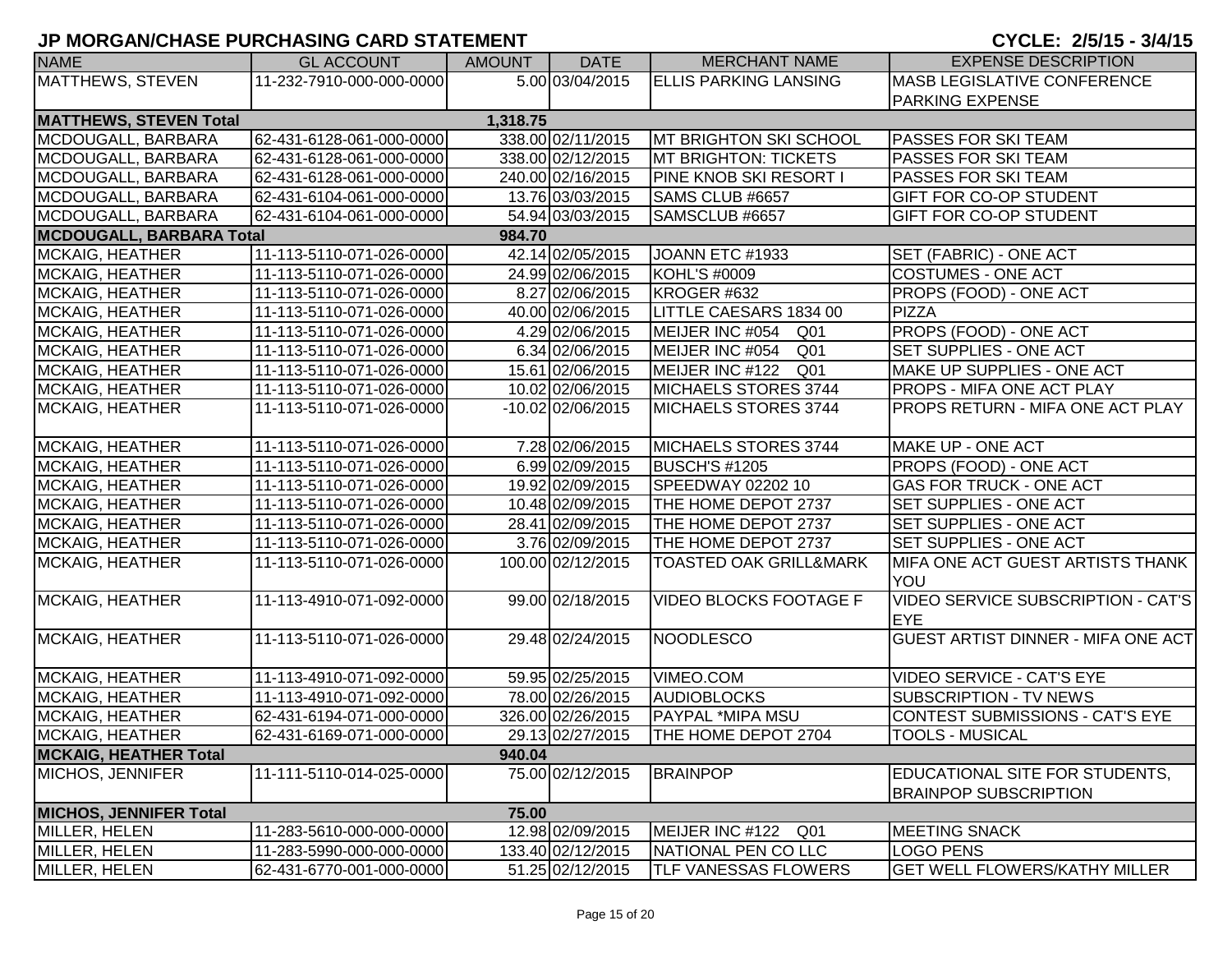# JP MORGAN/CHASE PURCHASING CARD STATEMENT

**CYCLE: 2/5/15 - 3/4/15**

| NAME | GL ACCOUNT | AMOUNT | DATE | MERCHANT NAME | EXPENSE DESCRIPTION |
|---|---|---|---|---|---|
| MATTHEWS, STEVEN | 11-232-7910-000-000-0000 | 5.00 | 03/04/2015 | ELLIS PARKING LANSING | MASB LEGISLATIVE CONFERENCE PARKING EXPENSE |
| **MATTHEWS, STEVEN Total** | | **1,318.75** | | | |
| MCDOUGALL, BARBARA | 62-431-6128-061-000-0000 | 338.00 | 02/11/2015 | MT BRIGHTON SKI SCHOOL | PASSES FOR SKI TEAM |
| MCDOUGALL, BARBARA | 62-431-6128-061-000-0000 | 338.00 | 02/12/2015 | MT BRIGHTON: TICKETS | PASSES FOR SKI TEAM |
| MCDOUGALL, BARBARA | 62-431-6128-061-000-0000 | 240.00 | 02/16/2015 | PINE KNOB SKI RESORT I | PASSES FOR SKI TEAM |
| MCDOUGALL, BARBARA | 62-431-6104-061-000-0000 | 13.76 | 03/03/2015 | SAMS CLUB #6657 | GIFT FOR CO-OP STUDENT |
| MCDOUGALL, BARBARA | 62-431-6104-061-000-0000 | 54.94 | 03/03/2015 | SAMSCLUB #6657 | GIFT FOR CO-OP STUDENT |
| **MCDOUGALL, BARBARA Total** | | **984.70** | | | |
| MCKAIG, HEATHER | 11-113-5110-071-026-0000 | 42.14 | 02/05/2015 | JOANN ETC #1933 | SET (FABRIC) - ONE ACT |
| MCKAIG, HEATHER | 11-113-5110-071-026-0000 | 24.99 | 02/06/2015 | KOHL'S #0009 | COSTUMES - ONE ACT |
| MCKAIG, HEATHER | 11-113-5110-071-026-0000 | 8.27 | 02/06/2015 | KROGER #632 | PROPS (FOOD) - ONE ACT |
| MCKAIG, HEATHER | 11-113-5110-071-026-0000 | 40.00 | 02/06/2015 | LITTLE CAESARS 1834 00 | PIZZA |
| MCKAIG, HEATHER | 11-113-5110-071-026-0000 | 4.29 | 02/06/2015 | MEIJER INC #054 Q01 | PROPS (FOOD) - ONE ACT |
| MCKAIG, HEATHER | 11-113-5110-071-026-0000 | 6.34 | 02/06/2015 | MEIJER INC #054 Q01 | SET SUPPLIES - ONE ACT |
| MCKAIG, HEATHER | 11-113-5110-071-026-0000 | 15.61 | 02/06/2015 | MEIJER INC #122 Q01 | MAKE UP SUPPLIES - ONE ACT |
| MCKAIG, HEATHER | 11-113-5110-071-026-0000 | 10.02 | 02/06/2015 | MICHAELS STORES 3744 | PROPS - MIFA ONE ACT PLAY |
| MCKAIG, HEATHER | 11-113-5110-071-026-0000 | -10.02 | 02/06/2015 | MICHAELS STORES 3744 | PROPS RETURN - MIFA ONE ACT PLAY |
| MCKAIG, HEATHER | 11-113-5110-071-026-0000 | 7.28 | 02/06/2015 | MICHAELS STORES 3744 | MAKE UP - ONE ACT |
| MCKAIG, HEATHER | 11-113-5110-071-026-0000 | 6.99 | 02/09/2015 | BUSCH'S #1205 | PROPS (FOOD) - ONE ACT |
| MCKAIG, HEATHER | 11-113-5110-071-026-0000 | 19.92 | 02/09/2015 | SPEEDWAY 02202 10 | GAS FOR TRUCK - ONE ACT |
| MCKAIG, HEATHER | 11-113-5110-071-026-0000 | 10.48 | 02/09/2015 | THE HOME DEPOT 2737 | SET SUPPLIES - ONE ACT |
| MCKAIG, HEATHER | 11-113-5110-071-026-0000 | 28.41 | 02/09/2015 | THE HOME DEPOT 2737 | SET SUPPLIES - ONE ACT |
| MCKAIG, HEATHER | 11-113-5110-071-026-0000 | 3.76 | 02/09/2015 | THE HOME DEPOT 2737 | SET SUPPLIES - ONE ACT |
| MCKAIG, HEATHER | 11-113-5110-071-026-0000 | 100.00 | 02/12/2015 | TOASTED OAK GRILL&MARK | MIFA ONE ACT GUEST ARTISTS THANK YOU |
| MCKAIG, HEATHER | 11-113-4910-071-092-0000 | 99.00 | 02/18/2015 | VIDEO BLOCKS FOOTAGE F | VIDEO SERVICE SUBSCRIPTION - CAT'S EYE |
| MCKAIG, HEATHER | 11-113-5110-071-026-0000 | 29.48 | 02/24/2015 | NOODLESCO | GUEST ARTIST DINNER - MIFA ONE ACT |
| MCKAIG, HEATHER | 11-113-4910-071-092-0000 | 59.95 | 02/25/2015 | VIMEO.COM | VIDEO SERVICE - CAT'S EYE |
| MCKAIG, HEATHER | 11-113-4910-071-092-0000 | 78.00 | 02/26/2015 | AUDIOBLOCKS | SUBSCRIPTION - TV NEWS |
| MCKAIG, HEATHER | 62-431-6194-071-000-0000 | 326.00 | 02/26/2015 | PAYPAL *MIPA MSU | CONTEST SUBMISSIONS - CAT'S EYE |
| MCKAIG, HEATHER | 62-431-6169-071-000-0000 | 29.13 | 02/27/2015 | THE HOME DEPOT 2704 | TOOLS - MUSICAL |
| **MCKAIG, HEATHER Total** | | **940.04** | | | |
| MICHOS, JENNIFER | 11-111-5110-014-025-0000 | 75.00 | 02/12/2015 | BRAINPOP | EDUCATIONAL SITE FOR STUDENTS, BRAINPOP SUBSCRIPTION |
| **MICHOS, JENNIFER Total** | | **75.00** | | | |
| MILLER, HELEN | 11-283-5610-000-000-0000 | 12.98 | 02/09/2015 | MEIJER INC #122 Q01 | MEETING SNACK |
| MILLER, HELEN | 11-283-5990-000-000-0000 | 133.40 | 02/12/2015 | NATIONAL PEN CO LLC | LOGO PENS |
| MILLER, HELEN | 62-431-6770-001-000-0000 | 51.25 | 02/12/2015 | TLF VANESSAS FLOWERS | GET WELL FLOWERS/KATHY MILLER |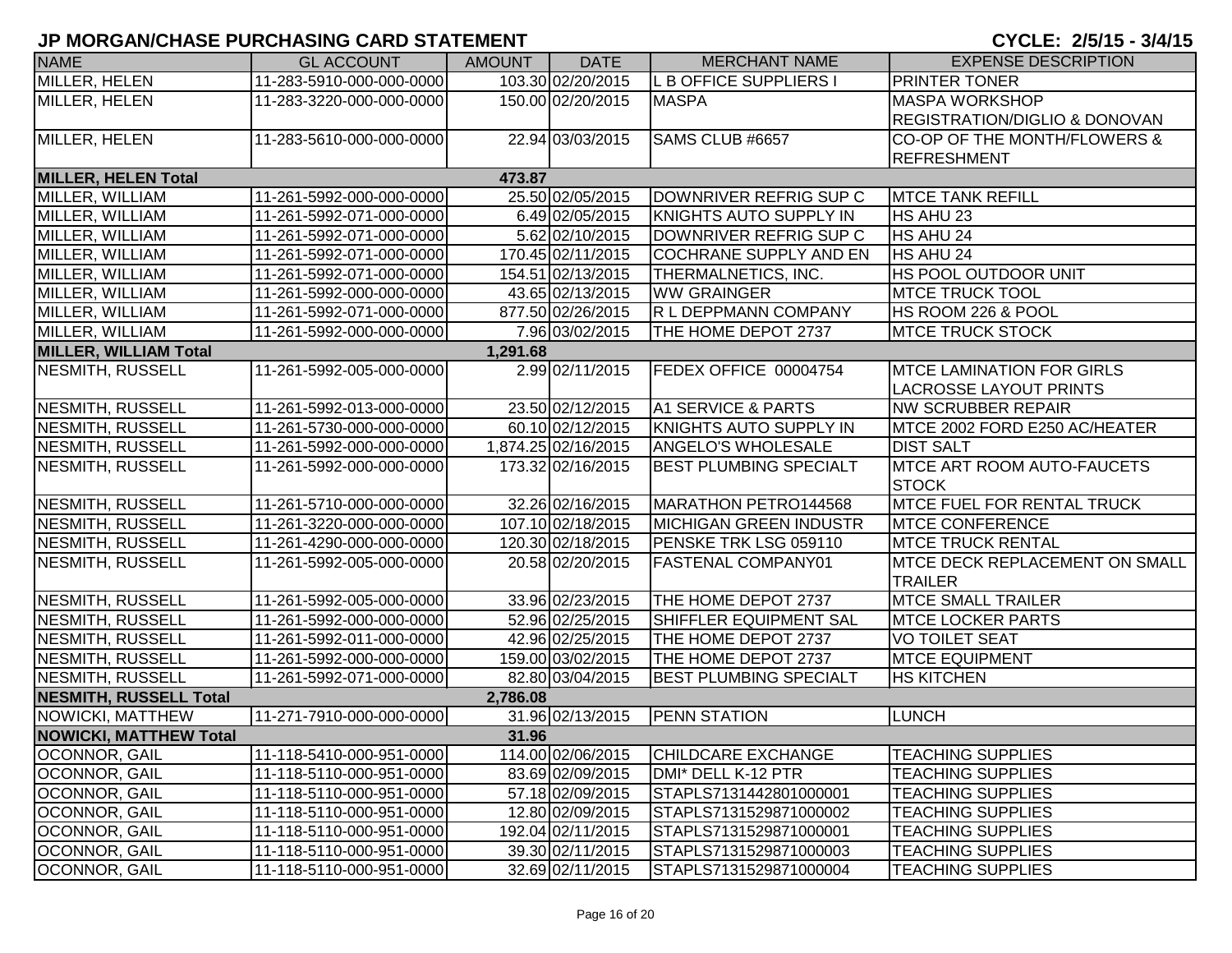# JP MORGAN/CHASE PURCHASING CARD STATEMENT

**CYCLE: 2/5/15 - 3/4/15**

| NAME | GL ACCOUNT | AMOUNT | DATE | MERCHANT NAME | EXPENSE DESCRIPTION |
|---|---|---|---|---|---|
| MILLER, HELEN | 11-283-5910-000-000-0000 | 103.30 | 02/20/2015 | L B OFFICE SUPPLIERS I | PRINTER TONER |
| MILLER, HELEN | 11-283-3220-000-000-0000 | 150.00 | 02/20/2015 | MASPA | MASPA WORKSHOP REGISTRATION/DIGLIO & DONOVAN |
| MILLER, HELEN | 11-283-5610-000-000-0000 | 22.94 | 03/03/2015 | SAMS CLUB #6657 | CO-OP OF THE MONTH/FLOWERS & REFRESHMENT |
| **MILLER, HELEN Total** | | **473.87** | | | |
| MILLER, WILLIAM | 11-261-5992-000-000-0000 | 25.50 | 02/05/2015 | DOWNRIVER REFRIG SUP C | MTCE TANK REFILL |
| MILLER, WILLIAM | 11-261-5992-071-000-0000 | 6.49 | 02/05/2015 | KNIGHTS AUTO SUPPLY IN | HS AHU 23 |
| MILLER, WILLIAM | 11-261-5992-071-000-0000 | 5.62 | 02/10/2015 | DOWNRIVER REFRIG SUP C | HS AHU 24 |
| MILLER, WILLIAM | 11-261-5992-071-000-0000 | 170.45 | 02/11/2015 | COCHRANE SUPPLY AND EN | HS AHU 24 |
| MILLER, WILLIAM | 11-261-5992-071-000-0000 | 154.51 | 02/13/2015 | THERMALNETICS, INC. | HS POOL OUTDOOR UNIT |
| MILLER, WILLIAM | 11-261-5992-000-000-0000 | 43.65 | 02/13/2015 | WW GRAINGER | MTCE TRUCK TOOL |
| MILLER, WILLIAM | 11-261-5992-071-000-0000 | 877.50 | 02/26/2015 | R L DEPPMANN COMPANY | HS ROOM 226 & POOL |
| MILLER, WILLIAM | 11-261-5992-000-000-0000 | 7.96 | 03/02/2015 | THE HOME DEPOT 2737 | MTCE TRUCK STOCK |
| **MILLER, WILLIAM Total** | | **1,291.68** | | | |
| NESMITH, RUSSELL | 11-261-5992-005-000-0000 | 2.99 | 02/11/2015 | FEDEX OFFICE 00004754 | MTCE LAMINATION FOR GIRLS LACROSSE LAYOUT PRINTS |
| NESMITH, RUSSELL | 11-261-5992-013-000-0000 | 23.50 | 02/12/2015 | A1 SERVICE & PARTS | NW SCRUBBER REPAIR |
| NESMITH, RUSSELL | 11-261-5730-000-000-0000 | 60.10 | 02/12/2015 | KNIGHTS AUTO SUPPLY IN | MTCE 2002 FORD E250 AC/HEATER |
| NESMITH, RUSSELL | 11-261-5992-000-000-0000 | 1,874.25 | 02/16/2015 | ANGELO'S WHOLESALE | DIST SALT |
| NESMITH, RUSSELL | 11-261-5992-000-000-0000 | 173.32 | 02/16/2015 | BEST PLUMBING SPECIALT | MTCE ART ROOM AUTO-FAUCETS STOCK |
| NESMITH, RUSSELL | 11-261-5710-000-000-0000 | 32.26 | 02/16/2015 | MARATHON PETRO144568 | MTCE FUEL FOR RENTAL TRUCK |
| NESMITH, RUSSELL | 11-261-3220-000-000-0000 | 107.10 | 02/18/2015 | MICHIGAN GREEN INDUSTR | MTCE CONFERENCE |
| NESMITH, RUSSELL | 11-261-4290-000-000-0000 | 120.30 | 02/18/2015 | PENSKE TRK LSG 059110 | MTCE TRUCK RENTAL |
| NESMITH, RUSSELL | 11-261-5992-005-000-0000 | 20.58 | 02/20/2015 | FASTENAL COMPANY01 | MTCE DECK REPLACEMENT ON SMALL TRAILER |
| NESMITH, RUSSELL | 11-261-5992-005-000-0000 | 33.96 | 02/23/2015 | THE HOME DEPOT 2737 | MTCE SMALL TRAILER |
| NESMITH, RUSSELL | 11-261-5992-000-000-0000 | 52.96 | 02/25/2015 | SHIFFLER EQUIPMENT SAL | MTCE LOCKER PARTS |
| NESMITH, RUSSELL | 11-261-5992-011-000-0000 | 42.96 | 02/25/2015 | THE HOME DEPOT 2737 | VO TOILET SEAT |
| NESMITH, RUSSELL | 11-261-5992-000-000-0000 | 159.00 | 03/02/2015 | THE HOME DEPOT 2737 | MTCE EQUIPMENT |
| NESMITH, RUSSELL | 11-261-5992-071-000-0000 | 82.80 | 03/04/2015 | BEST PLUMBING SPECIALT | HS KITCHEN |
| **NESMITH, RUSSELL Total** | | **2,786.08** | | | |
| NOWICKI, MATTHEW | 11-271-7910-000-000-0000 | 31.96 | 02/13/2015 | PENN STATION | LUNCH |
| **NOWICKI, MATTHEW Total** | | **31.96** | | | |
| OCONNOR, GAIL | 11-118-5410-000-951-0000 | 114.00 | 02/06/2015 | CHILDCARE EXCHANGE | TEACHING SUPPLIES |
| OCONNOR, GAIL | 11-118-5110-000-951-0000 | 83.69 | 02/09/2015 | DMI* DELL K-12 PTR | TEACHING SUPPLIES |
| OCONNOR, GAIL | 11-118-5110-000-951-0000 | 57.18 | 02/09/2015 | STAPLS7131442801000001 | TEACHING SUPPLIES |
| OCONNOR, GAIL | 11-118-5110-000-951-0000 | 12.80 | 02/09/2015 | STAPLS7131529871000002 | TEACHING SUPPLIES |
| OCONNOR, GAIL | 11-118-5110-000-951-0000 | 192.04 | 02/11/2015 | STAPLS7131529871000001 | TEACHING SUPPLIES |
| OCONNOR, GAIL | 11-118-5110-000-951-0000 | 39.30 | 02/11/2015 | STAPLS7131529871000003 | TEACHING SUPPLIES |
| OCONNOR, GAIL | 11-118-5110-000-951-0000 | 32.69 | 02/11/2015 | STAPLS7131529871000004 | TEACHING SUPPLIES |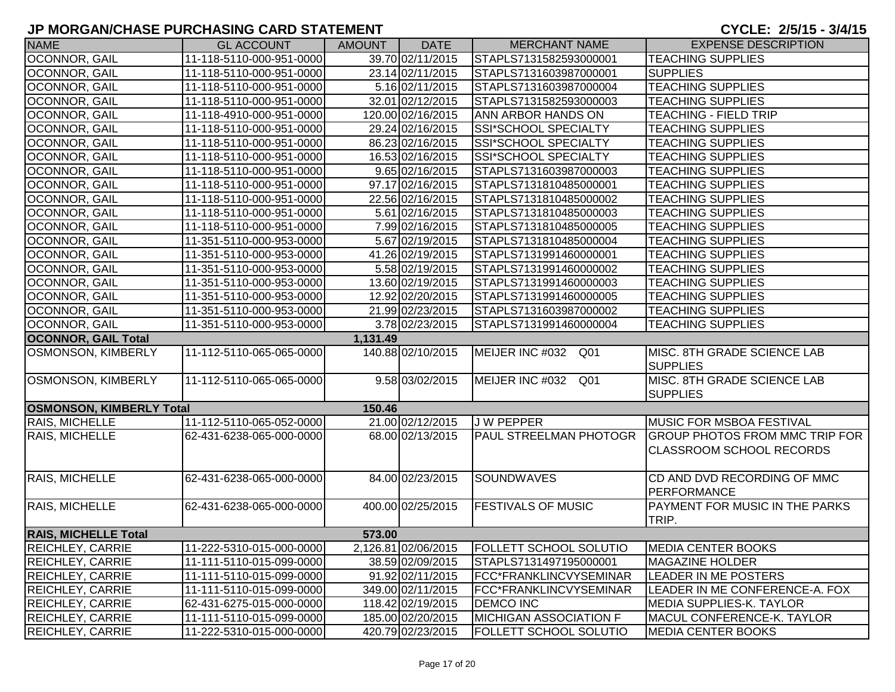# JP MORGAN/CHASE PURCHASING CARD STATEMENT

**CYCLE: 2/5/15 - 3/4/15**

| NAME | GL ACCOUNT | AMOUNT | DATE | MERCHANT NAME | EXPENSE DESCRIPTION |
|---|---|---|---|---|---|
| OCONNOR, GAIL | 11-118-5110-000-951-0000 | 39.70 | 02/11/2015 | STAPLS7131582593000001 | TEACHING SUPPLIES |
| OCONNOR, GAIL | 11-118-5110-000-951-0000 | 23.14 | 02/11/2015 | STAPLS7131603987000001 | SUPPLIES |
| OCONNOR, GAIL | 11-118-5110-000-951-0000 | 5.16 | 02/11/2015 | STAPLS7131603987000004 | TEACHING SUPPLIES |
| OCONNOR, GAIL | 11-118-5110-000-951-0000 | 32.01 | 02/12/2015 | STAPLS7131582593000003 | TEACHING SUPPLIES |
| OCONNOR, GAIL | 11-118-4910-000-951-0000 | 120.00 | 02/16/2015 | ANN ARBOR HANDS ON | TEACHING - FIELD TRIP |
| OCONNOR, GAIL | 11-118-5110-000-951-0000 | 29.24 | 02/16/2015 | SSI*SCHOOL SPECIALTY | TEACHING SUPPLIES |
| OCONNOR, GAIL | 11-118-5110-000-951-0000 | 86.23 | 02/16/2015 | SSI*SCHOOL SPECIALTY | TEACHING SUPPLIES |
| OCONNOR, GAIL | 11-118-5110-000-951-0000 | 16.53 | 02/16/2015 | SSI*SCHOOL SPECIALTY | TEACHING SUPPLIES |
| OCONNOR, GAIL | 11-118-5110-000-951-0000 | 9.65 | 02/16/2015 | STAPLS7131603987000003 | TEACHING SUPPLIES |
| OCONNOR, GAIL | 11-118-5110-000-951-0000 | 97.17 | 02/16/2015 | STAPLS7131810485000001 | TEACHING SUPPLIES |
| OCONNOR, GAIL | 11-118-5110-000-951-0000 | 22.56 | 02/16/2015 | STAPLS7131810485000002 | TEACHING SUPPLIES |
| OCONNOR, GAIL | 11-118-5110-000-951-0000 | 5.61 | 02/16/2015 | STAPLS7131810485000003 | TEACHING SUPPLIES |
| OCONNOR, GAIL | 11-118-5110-000-951-0000 | 7.99 | 02/16/2015 | STAPLS7131810485000005 | TEACHING SUPPLIES |
| OCONNOR, GAIL | 11-351-5110-000-953-0000 | 5.67 | 02/19/2015 | STAPLS7131810485000004 | TEACHING SUPPLIES |
| OCONNOR, GAIL | 11-351-5110-000-953-0000 | 41.26 | 02/19/2015 | STAPLS7131991460000001 | TEACHING SUPPLIES |
| OCONNOR, GAIL | 11-351-5110-000-953-0000 | 5.58 | 02/19/2015 | STAPLS7131991460000002 | TEACHING SUPPLIES |
| OCONNOR, GAIL | 11-351-5110-000-953-0000 | 13.60 | 02/19/2015 | STAPLS7131991460000003 | TEACHING SUPPLIES |
| OCONNOR, GAIL | 11-351-5110-000-953-0000 | 12.92 | 02/20/2015 | STAPLS7131991460000005 | TEACHING SUPPLIES |
| OCONNOR, GAIL | 11-351-5110-000-953-0000 | 21.99 | 02/23/2015 | STAPLS7131603987000002 | TEACHING SUPPLIES |
| OCONNOR, GAIL | 11-351-5110-000-953-0000 | 3.78 | 02/23/2015 | STAPLS7131991460000004 | TEACHING SUPPLIES |
| **OCONNOR, GAIL Total** | | **1,131.49** | | | |
| OSMONSON, KIMBERLY | 11-112-5110-065-065-0000 | 140.88 | 02/10/2015 | MEIJER INC #032 Q01 | MISC. 8TH GRADE SCIENCE LAB SUPPLIES |
| OSMONSON, KIMBERLY | 11-112-5110-065-065-0000 | 9.58 | 03/02/2015 | MEIJER INC #032 Q01 | MISC. 8TH GRADE SCIENCE LAB SUPPLIES |
| **OSMONSON, KIMBERLY Total** | | **150.46** | | | |
| RAIS, MICHELLE | 11-112-5110-065-052-0000 | 21.00 | 02/12/2015 | J W PEPPER | MUSIC FOR MSBOA FESTIVAL |
| RAIS, MICHELLE | 62-431-6238-065-000-0000 | 68.00 | 02/13/2015 | PAUL STREELMAN PHOTOGR | GROUP PHOTOS FROM MMC TRIP FOR CLASSROOM SCHOOL RECORDS |
| RAIS, MICHELLE | 62-431-6238-065-000-0000 | 84.00 | 02/23/2015 | SOUNDWAVES | CD AND DVD RECORDING OF MMC PERFORMANCE |
| RAIS, MICHELLE | 62-431-6238-065-000-0000 | 400.00 | 02/25/2015 | FESTIVALS OF MUSIC | PAYMENT FOR MUSIC IN THE PARKS TRIP. |
| **RAIS, MICHELLE Total** | | **573.00** | | | |
| REICHLEY, CARRIE | 11-222-5310-015-000-0000 | 2,126.81 | 02/06/2015 | FOLLETT SCHOOL SOLUTIO | MEDIA CENTER BOOKS |
| REICHLEY, CARRIE | 11-111-5110-015-099-0000 | 38.59 | 02/09/2015 | STAPLS7131497195000001 | MAGAZINE HOLDER |
| REICHLEY, CARRIE | 11-111-5110-015-099-0000 | 91.92 | 02/11/2015 | FCC*FRANKLINCVYSEMINAR | LEADER IN ME POSTERS |
| REICHLEY, CARRIE | 11-111-5110-015-099-0000 | 349.00 | 02/11/2015 | FCC*FRANKLINCVYSEMINAR | LEADER IN ME CONFERENCE-A. FOX |
| REICHLEY, CARRIE | 62-431-6275-015-000-0000 | 118.42 | 02/19/2015 | DEMCO INC | MEDIA SUPPLIES-K. TAYLOR |
| REICHLEY, CARRIE | 11-111-5110-015-099-0000 | 185.00 | 02/20/2015 | MICHIGAN ASSOCIATION F | MACUL CONFERENCE-K. TAYLOR |
| REICHLEY, CARRIE | 11-222-5310-015-000-0000 | 420.79 | 02/23/2015 | FOLLETT SCHOOL SOLUTIO | MEDIA CENTER BOOKS |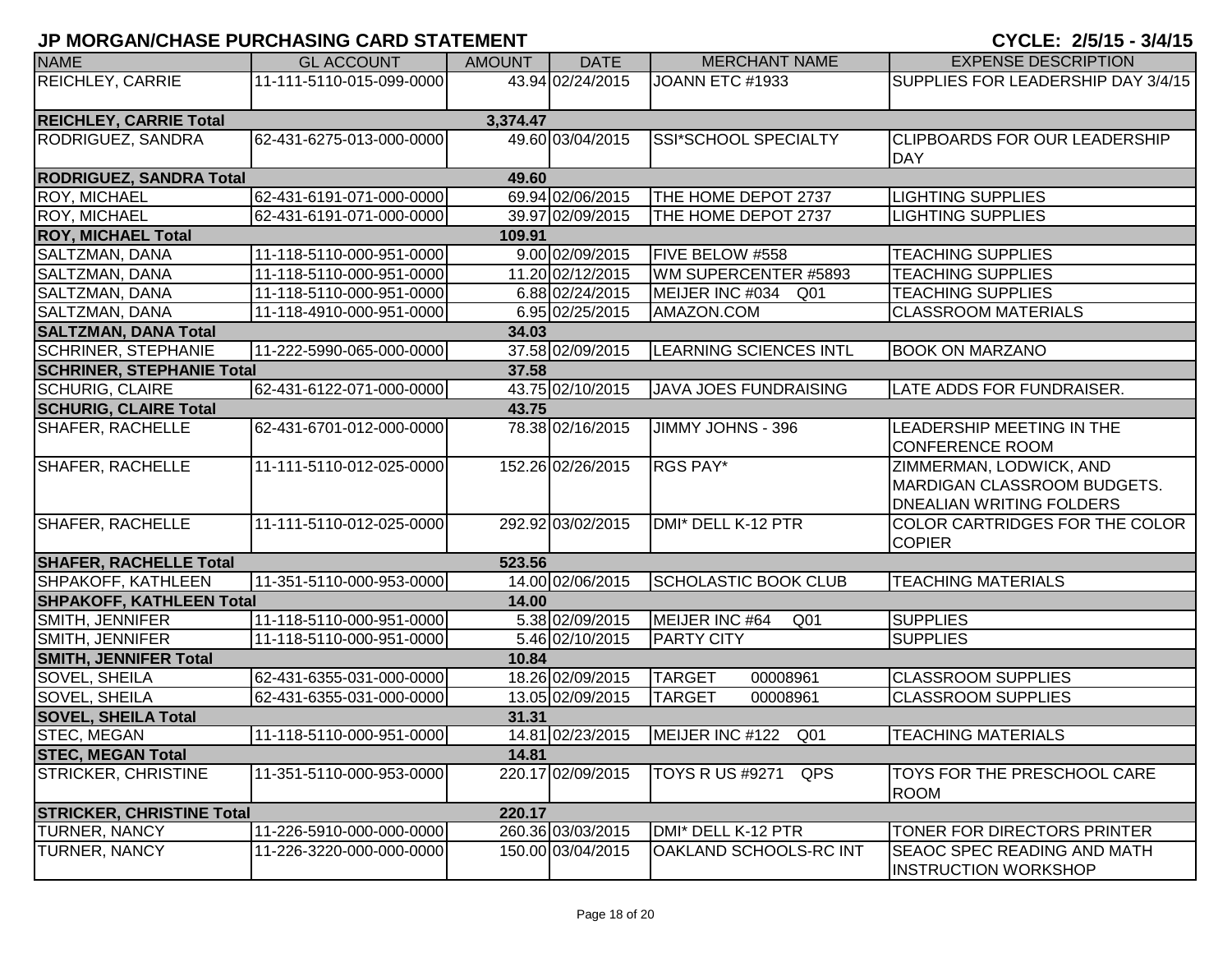## JP MORGAN/CHASE PURCHASING CARD STATEMENT

**CYCLE: 2/5/15 - 3/4/15**

| NAME | GL ACCOUNT | AMOUNT | DATE | MERCHANT NAME | EXPENSE DESCRIPTION |
|---|---|---|---|---|---|
| REICHLEY, CARRIE | 11-111-5110-015-099-0000 | 43.94 | 02/24/2015 | JOANN ETC #1933 | SUPPLIES FOR LEADERSHIP DAY 3/4/15 |
| **REICHLEY, CARRIE Total** | | **3,374.47** | | | |
| RODRIGUEZ, SANDRA | 62-431-6275-013-000-0000 | 49.60 | 03/04/2015 | SSI*SCHOOL SPECIALTY | CLIPBOARDS FOR OUR LEADERSHIP DAY |
| **RODRIGUEZ, SANDRA Total** | | **49.60** | | | |
| ROY, MICHAEL | 62-431-6191-071-000-0000 | 69.94 | 02/06/2015 | THE HOME DEPOT 2737 | LIGHTING SUPPLIES |
| ROY, MICHAEL | 62-431-6191-071-000-0000 | 39.97 | 02/09/2015 | THE HOME DEPOT 2737 | LIGHTING SUPPLIES |
| **ROY, MICHAEL Total** | | **109.91** | | | |
| SALTZMAN, DANA | 11-118-5110-000-951-0000 | 9.00 | 02/09/2015 | FIVE BELOW #558 | TEACHING SUPPLIES |
| SALTZMAN, DANA | 11-118-5110-000-951-0000 | 11.20 | 02/12/2015 | WM SUPERCENTER #5893 | TEACHING SUPPLIES |
| SALTZMAN, DANA | 11-118-5110-000-951-0000 | 6.88 | 02/24/2015 | MEIJER INC #034 Q01 | TEACHING SUPPLIES |
| SALTZMAN, DANA | 11-118-4910-000-951-0000 | 6.95 | 02/25/2015 | AMAZON.COM | CLASSROOM MATERIALS |
| **SALTZMAN, DANA Total** | | **34.03** | | | |
| SCHRINER, STEPHANIE | 11-222-5990-065-000-0000 | 37.58 | 02/09/2015 | LEARNING SCIENCES INTL | BOOK ON MARZANO |
| **SCHRINER, STEPHANIE Total** | | **37.58** | | | |
| SCHURIG, CLAIRE | 62-431-6122-071-000-0000 | 43.75 | 02/10/2015 | JAVA JOES FUNDRAISING | LATE ADDS FOR FUNDRAISER. |
| **SCHURIG, CLAIRE Total** | | **43.75** | | | |
| SHAFER, RACHELLE | 62-431-6701-012-000-0000 | 78.38 | 02/16/2015 | JIMMY JOHNS - 396 | LEADERSHIP MEETING IN THE CONFERENCE ROOM |
| SHAFER, RACHELLE | 11-111-5110-012-025-0000 | 152.26 | 02/26/2015 | RGS PAY* | ZIMMERMAN, LODWICK, AND MARDIGAN CLASSROOM BUDGETS. DNEALIAN WRITING FOLDERS |
| SHAFER, RACHELLE | 11-111-5110-012-025-0000 | 292.92 | 03/02/2015 | DMI* DELL K-12 PTR | COLOR CARTRIDGES FOR THE COLOR COPIER |
| **SHAFER, RACHELLE Total** | | **523.56** | | | |
| SHPAKOFF, KATHLEEN | 11-351-5110-000-953-0000 | 14.00 | 02/06/2015 | SCHOLASTIC BOOK CLUB | TEACHING MATERIALS |
| **SHPAKOFF, KATHLEEN Total** | | **14.00** | | | |
| SMITH, JENNIFER | 11-118-5110-000-951-0000 | 5.38 | 02/09/2015 | MEIJER INC #64 Q01 | SUPPLIES |
| SMITH, JENNIFER | 11-118-5110-000-951-0000 | 5.46 | 02/10/2015 | PARTY CITY | SUPPLIES |
| **SMITH, JENNIFER Total** | | **10.84** | | | |
| SOVEL, SHEILA | 62-431-6355-031-000-0000 | 18.26 | 02/09/2015 | TARGET 00008961 | CLASSROOM SUPPLIES |
| SOVEL, SHEILA | 62-431-6355-031-000-0000 | 13.05 | 02/09/2015 | TARGET 00008961 | CLASSROOM SUPPLIES |
| **SOVEL, SHEILA Total** | | **31.31** | | | |
| STEC, MEGAN | 11-118-5110-000-951-0000 | 14.81 | 02/23/2015 | MEIJER INC #122 Q01 | TEACHING MATERIALS |
| **STEC, MEGAN Total** | | **14.81** | | | |
| STRICKER, CHRISTINE | 11-351-5110-000-953-0000 | 220.17 | 02/09/2015 | TOYS R US #9271 QPS | TOYS FOR THE PRESCHOOL CARE ROOM |
| **STRICKER, CHRISTINE Total** | | **220.17** | | | |
| TURNER, NANCY | 11-226-5910-000-000-0000 | 260.36 | 03/03/2015 | DMI* DELL K-12 PTR | TONER FOR DIRECTORS PRINTER |
| TURNER, NANCY | 11-226-3220-000-000-0000 | 150.00 | 03/04/2015 | OAKLAND SCHOOLS-RC INT | SEAOC SPEC READING AND MATH INSTRUCTION WORKSHOP |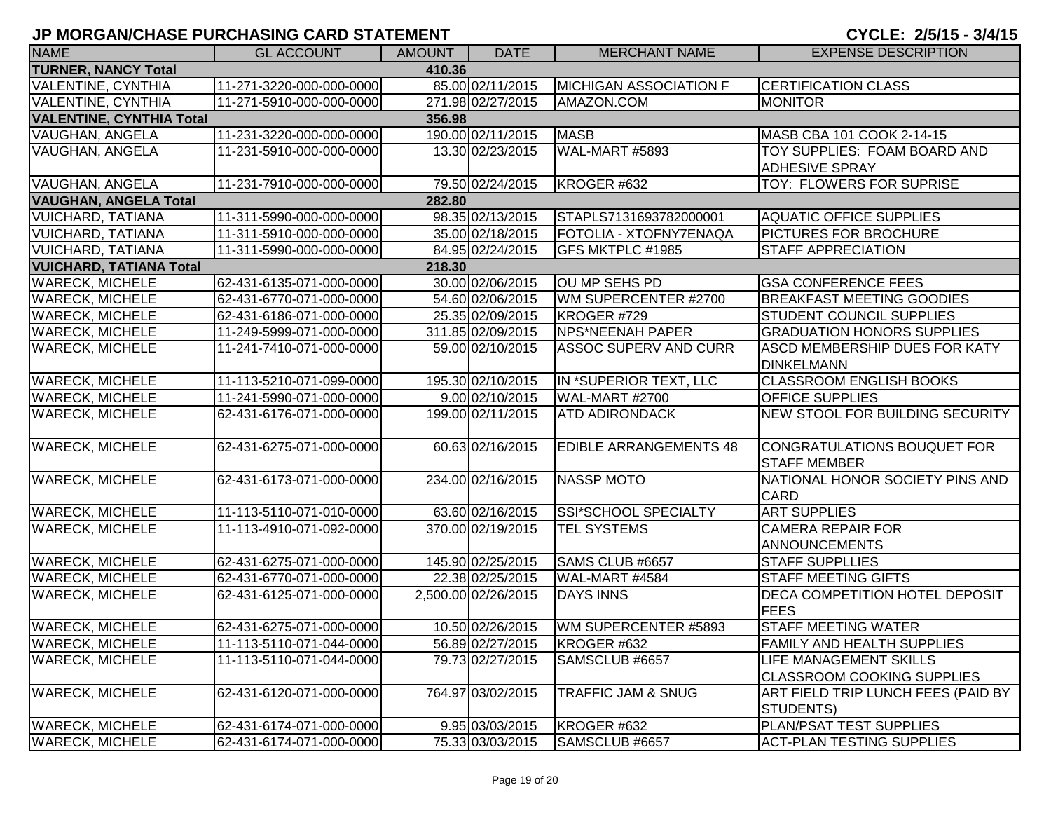# JP MORGAN/CHASE PURCHASING CARD STATEMENT

CYCLE: 2/5/15 - 3/4/15

| NAME | GL ACCOUNT | AMOUNT | DATE | MERCHANT NAME | EXPENSE DESCRIPTION |
|---|---|---|---|---|---|
| **TURNER, NANCY Total** | | **410.36** | | | |
| VALENTINE, CYNTHIA | 11-271-3220-000-000-0000 | 85.00 | 02/11/2015 | MICHIGAN ASSOCIATION F | CERTIFICATION CLASS |
| VALENTINE, CYNTHIA | 11-271-5910-000-000-0000 | 271.98 | 02/27/2015 | AMAZON.COM | MONITOR |
| **VALENTINE, CYNTHIA Total** | | **356.98** | | | |
| VAUGHAN, ANGELA | 11-231-3220-000-000-0000 | 190.00 | 02/11/2015 | MASB | MASB CBA 101 COOK 2-14-15 |
| VAUGHAN, ANGELA | 11-231-5910-000-000-0000 | 13.30 | 02/23/2015 | WAL-MART #5893 | TOY SUPPLIES: FOAM BOARD AND ADHESIVE SPRAY |
| VAUGHAN, ANGELA | 11-231-7910-000-000-0000 | 79.50 | 02/24/2015 | KROGER #632 | TOY: FLOWERS FOR SUPRISE |
| **VAUGHAN, ANGELA Total** | | **282.80** | | | |
| VUICHARD, TATIANA | 11-311-5990-000-000-0000 | 98.35 | 02/13/2015 | STAPLS7131693782000001 | AQUATIC OFFICE SUPPLIES |
| VUICHARD, TATIANA | 11-311-5910-000-000-0000 | 35.00 | 02/18/2015 | FOTOLIA - XTOFNY7ENAQA | PICTURES FOR BROCHURE |
| VUICHARD, TATIANA | 11-311-5990-000-000-0000 | 84.95 | 02/24/2015 | GFS MKTPLC #1985 | STAFF APPRECIATION |
| **VUICHARD, TATIANA Total** | | **218.30** | | | |
| WARECK, MICHELE | 62-431-6135-071-000-0000 | 30.00 | 02/06/2015 | OU MP SEHS PD | GSA CONFERENCE FEES |
| WARECK, MICHELE | 62-431-6770-071-000-0000 | 54.60 | 02/06/2015 | WM SUPERCENTER #2700 | BREAKFAST MEETING GOODIES |
| WARECK, MICHELE | 62-431-6186-071-000-0000 | 25.35 | 02/09/2015 | KROGER #729 | STUDENT COUNCIL SUPPLIES |
| WARECK, MICHELE | 11-249-5999-071-000-0000 | 311.85 | 02/09/2015 | NPS*NEENAH PAPER | GRADUATION HONORS SUPPLIES |
| WARECK, MICHELE | 11-241-7410-071-000-0000 | 59.00 | 02/10/2015 | ASSOC SUPERV AND CURR | ASCD MEMBERSHIP DUES FOR KATY DINKELMANN |
| WARECK, MICHELE | 11-113-5210-071-099-0000 | 195.30 | 02/10/2015 | IN *SUPERIOR TEXT, LLC | CLASSROOM ENGLISH BOOKS |
| WARECK, MICHELE | 11-241-5990-071-000-0000 | 9.00 | 02/10/2015 | WAL-MART #2700 | OFFICE SUPPLIES |
| WARECK, MICHELE | 62-431-6176-071-000-0000 | 199.00 | 02/11/2015 | ATD ADIRONDACK | NEW STOOL FOR BUILDING SECURITY |
| WARECK, MICHELE | 62-431-6275-071-000-0000 | 60.63 | 02/16/2015 | EDIBLE ARRANGEMENTS 48 | CONGRATULATIONS BOUQUET FOR STAFF MEMBER |
| WARECK, MICHELE | 62-431-6173-071-000-0000 | 234.00 | 02/16/2015 | NASSP MOTO | NATIONAL HONOR SOCIETY PINS AND CARD |
| WARECK, MICHELE | 11-113-5110-071-010-0000 | 63.60 | 02/16/2015 | SSI*SCHOOL SPECIALTY | ART SUPPLIES |
| WARECK, MICHELE | 11-113-4910-071-092-0000 | 370.00 | 02/19/2015 | TEL SYSTEMS | CAMERA REPAIR FOR ANNOUNCEMENTS |
| WARECK, MICHELE | 62-431-6275-071-000-0000 | 145.90 | 02/25/2015 | SAMS CLUB #6657 | STAFF SUPPLLIES |
| WARECK, MICHELE | 62-431-6770-071-000-0000 | 22.38 | 02/25/2015 | WAL-MART #4584 | STAFF MEETING GIFTS |
| WARECK, MICHELE | 62-431-6125-071-000-0000 | 2,500.00 | 02/26/2015 | DAYS INNS | DECA COMPETITION HOTEL DEPOSIT FEES |
| WARECK, MICHELE | 62-431-6275-071-000-0000 | 10.50 | 02/26/2015 | WM SUPERCENTER #5893 | STAFF MEETING WATER |
| WARECK, MICHELE | 11-113-5110-071-044-0000 | 56.89 | 02/27/2015 | KROGER #632 | FAMILY AND HEALTH SUPPLIES |
| WARECK, MICHELE | 11-113-5110-071-044-0000 | 79.73 | 02/27/2015 | SAMSCLUB #6657 | LIFE MANAGEMENT SKILLS CLASSROOM COOKING SUPPLIES |
| WARECK, MICHELE | 62-431-6120-071-000-0000 | 764.97 | 03/02/2015 | TRAFFIC JAM & SNUG | ART FIELD TRIP LUNCH FEES (PAID BY STUDENTS) |
| WARECK, MICHELE | 62-431-6174-071-000-0000 | 9.95 | 03/03/2015 | KROGER #632 | PLAN/PSAT TEST SUPPLIES |
| WARECK, MICHELE | 62-431-6174-071-000-0000 | 75.33 | 03/03/2015 | SAMSCLUB #6657 | ACT-PLAN TESTING SUPPLIES |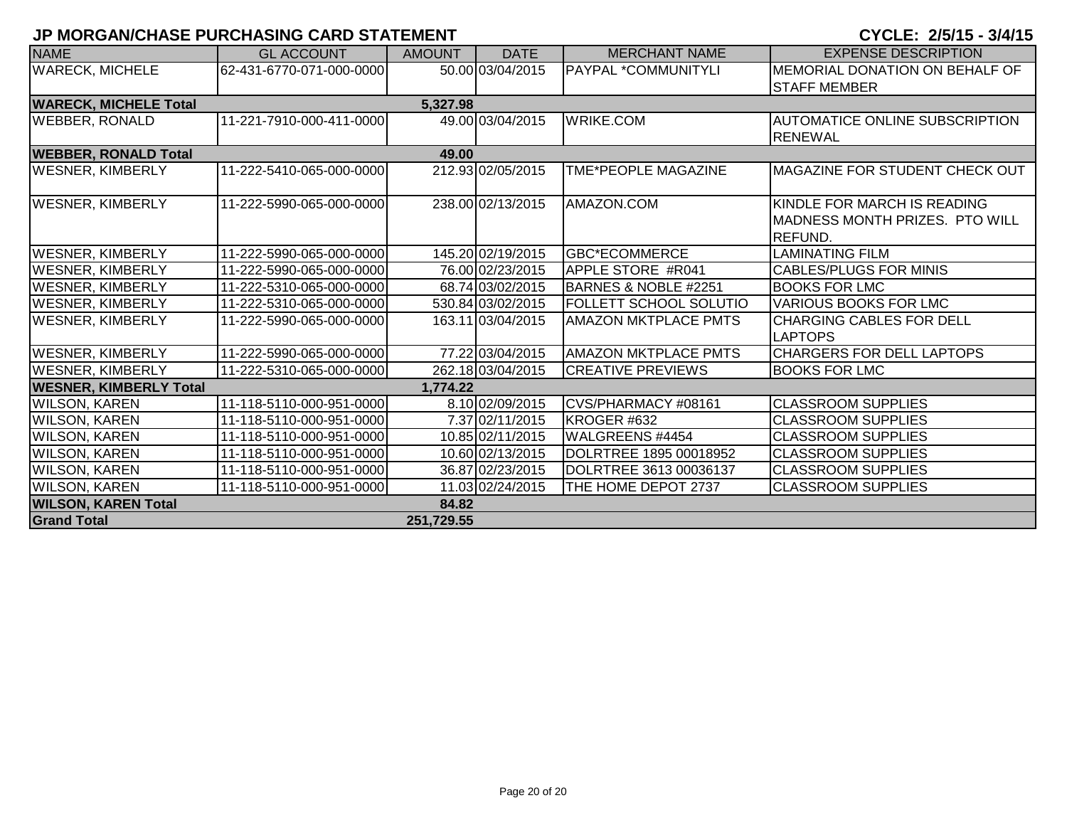# JP MORGAN/CHASE PURCHASING CARD STATEMENT

CYCLE: 2/5/15 - 3/4/15

| NAME | GL ACCOUNT | AMOUNT | DATE | MERCHANT NAME | EXPENSE DESCRIPTION |
|---|---|---|---|---|---|
| WARECK, MICHELE | 62-431-6770-071-000-0000 | 50.00 | 03/04/2015 | PAYPAL *COMMUNITYLI | MEMORIAL DONATION ON BEHALF OF STAFF MEMBER |
| **WARECK, MICHELE Total** | | **5,327.98** | | | |
| WEBBER, RONALD | 11-221-7910-000-411-0000 | 49.00 | 03/04/2015 | WRIKE.COM | AUTOMATICE ONLINE SUBSCRIPTION RENEWAL |
| **WEBBER, RONALD Total** | | **49.00** | | | |
| WESNER, KIMBERLY | 11-222-5410-065-000-0000 | 212.93 | 02/05/2015 | TME*PEOPLE MAGAZINE | MAGAZINE FOR STUDENT CHECK OUT |
| WESNER, KIMBERLY | 11-222-5990-065-000-0000 | 238.00 | 02/13/2015 | AMAZON.COM | KINDLE FOR MARCH IS READING MADNESS MONTH PRIZES. PTO WILL REFUND. |
| WESNER, KIMBERLY | 11-222-5990-065-000-0000 | 145.20 | 02/19/2015 | GBC*ECOMMERCE | LAMINATING FILM |
| WESNER, KIMBERLY | 11-222-5990-065-000-0000 | 76.00 | 02/23/2015 | APPLE STORE #R041 | CABLES/PLUGS FOR MINIS |
| WESNER, KIMBERLY | 11-222-5310-065-000-0000 | 68.74 | 03/02/2015 | BARNES & NOBLE #2251 | BOOKS FOR LMC |
| WESNER, KIMBERLY | 11-222-5310-065-000-0000 | 530.84 | 03/02/2015 | FOLLETT SCHOOL SOLUTIO | VARIOUS BOOKS FOR LMC |
| WESNER, KIMBERLY | 11-222-5990-065-000-0000 | 163.11 | 03/04/2015 | AMAZON MKTPLACE PMTS | CHARGING CABLES FOR DELL LAPTOPS |
| WESNER, KIMBERLY | 11-222-5990-065-000-0000 | 77.22 | 03/04/2015 | AMAZON MKTPLACE PMTS | CHARGERS FOR DELL LAPTOPS |
| WESNER, KIMBERLY | 11-222-5310-065-000-0000 | 262.18 | 03/04/2015 | CREATIVE PREVIEWS | BOOKS FOR LMC |
| **WESNER, KIMBERLY Total** | | **1,774.22** | | | |
| WILSON, KAREN | 11-118-5110-000-951-0000 | 8.10 | 02/09/2015 | CVS/PHARMACY #08161 | CLASSROOM SUPPLIES |
| WILSON, KAREN | 11-118-5110-000-951-0000 | 7.37 | 02/11/2015 | KROGER #632 | CLASSROOM SUPPLIES |
| WILSON, KAREN | 11-118-5110-000-951-0000 | 10.85 | 02/11/2015 | WALGREENS #4454 | CLASSROOM SUPPLIES |
| WILSON, KAREN | 11-118-5110-000-951-0000 | 10.60 | 02/13/2015 | DOLRTREE 1895 00018952 | CLASSROOM SUPPLIES |
| WILSON, KAREN | 11-118-5110-000-951-0000 | 36.87 | 02/23/2015 | DOLRTREE 3613 00036137 | CLASSROOM SUPPLIES |
| WILSON, KAREN | 11-118-5110-000-951-0000 | 11.03 | 02/24/2015 | THE HOME DEPOT 2737 | CLASSROOM SUPPLIES |
| **WILSON, KAREN Total** | | **84.82** | | | |
| **Grand Total** | | **251,729.55** | | | |